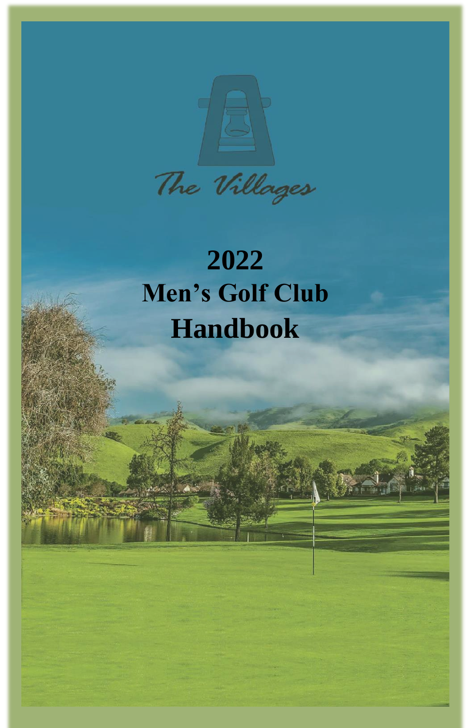The Villages

# 2022
# Men's Golf Club
# Handbook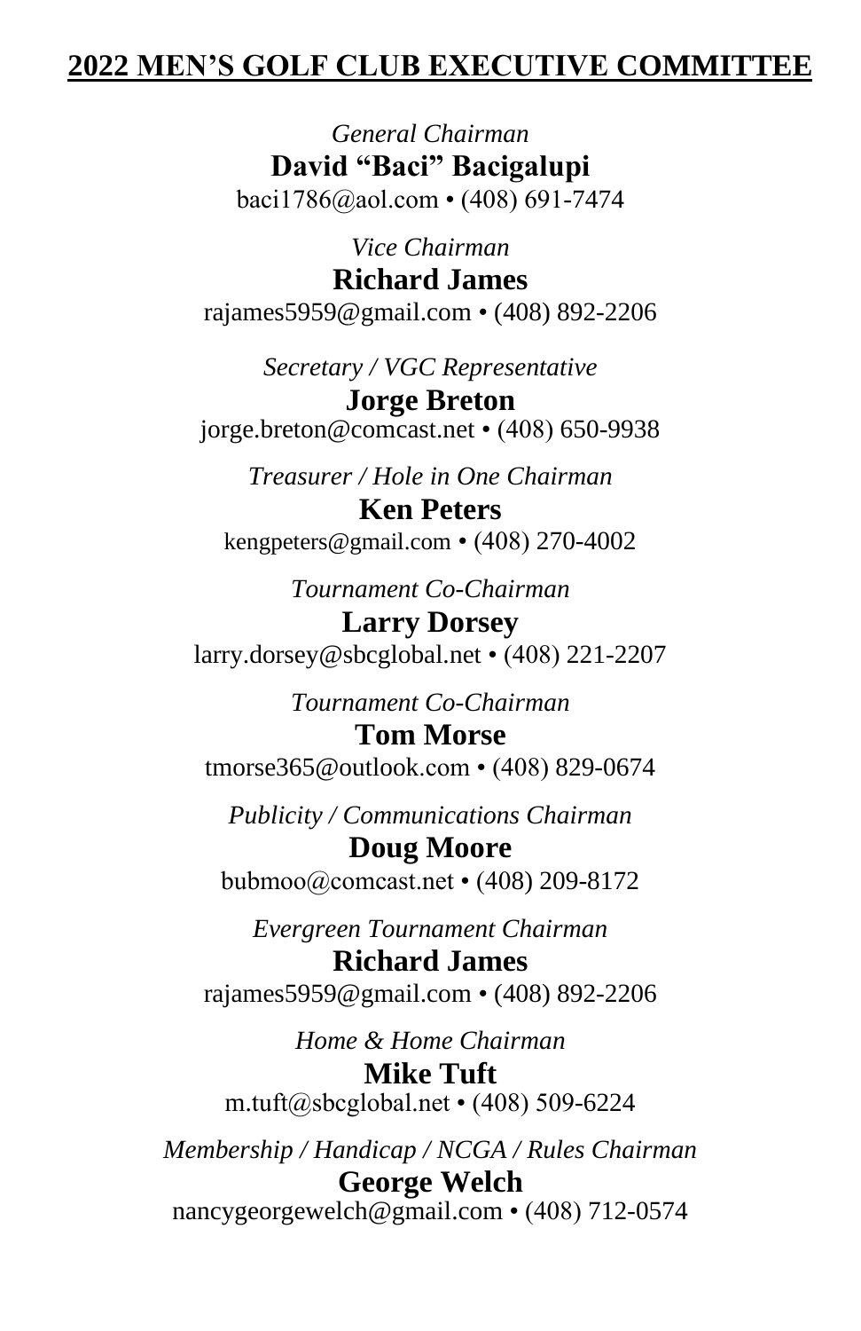## 2022 MEN'S GOLF CLUB EXECUTIVE COMMITTEE

*General Chairman*
**David "Baci" Bacigalupi**
baci1786@aol.com • (408) 691-7474

*Vice Chairman*
**Richard James**
rajames5959@gmail.com • (408) 892-2206

*Secretary / VGC Representative*
**Jorge Breton**
jorge.breton@comcast.net • (408) 650-9938

*Treasurer / Hole in One Chairman*
**Ken Peters**
kengpeters@gmail.com • (408) 270-4002

*Tournament Co-Chairman*
**Larry Dorsey**
larry.dorsey@sbcglobal.net • (408) 221-2207

*Tournament Co-Chairman*
**Tom Morse**
tmorse365@outlook.com • (408) 829-0674

*Publicity / Communications Chairman*
**Doug Moore**
bubmoo@comcast.net • (408) 209-8172

*Evergreen Tournament Chairman*
**Richard James**
rajames5959@gmail.com • (408) 892-2206

*Home & Home Chairman*
**Mike Tuft**
m.tuft@sbcglobal.net • (408) 509-6224

*Membership / Handicap / NCGA / Rules Chairman*
**George Welch**
nancygeorgewelch@gmail.com • (408) 712-0574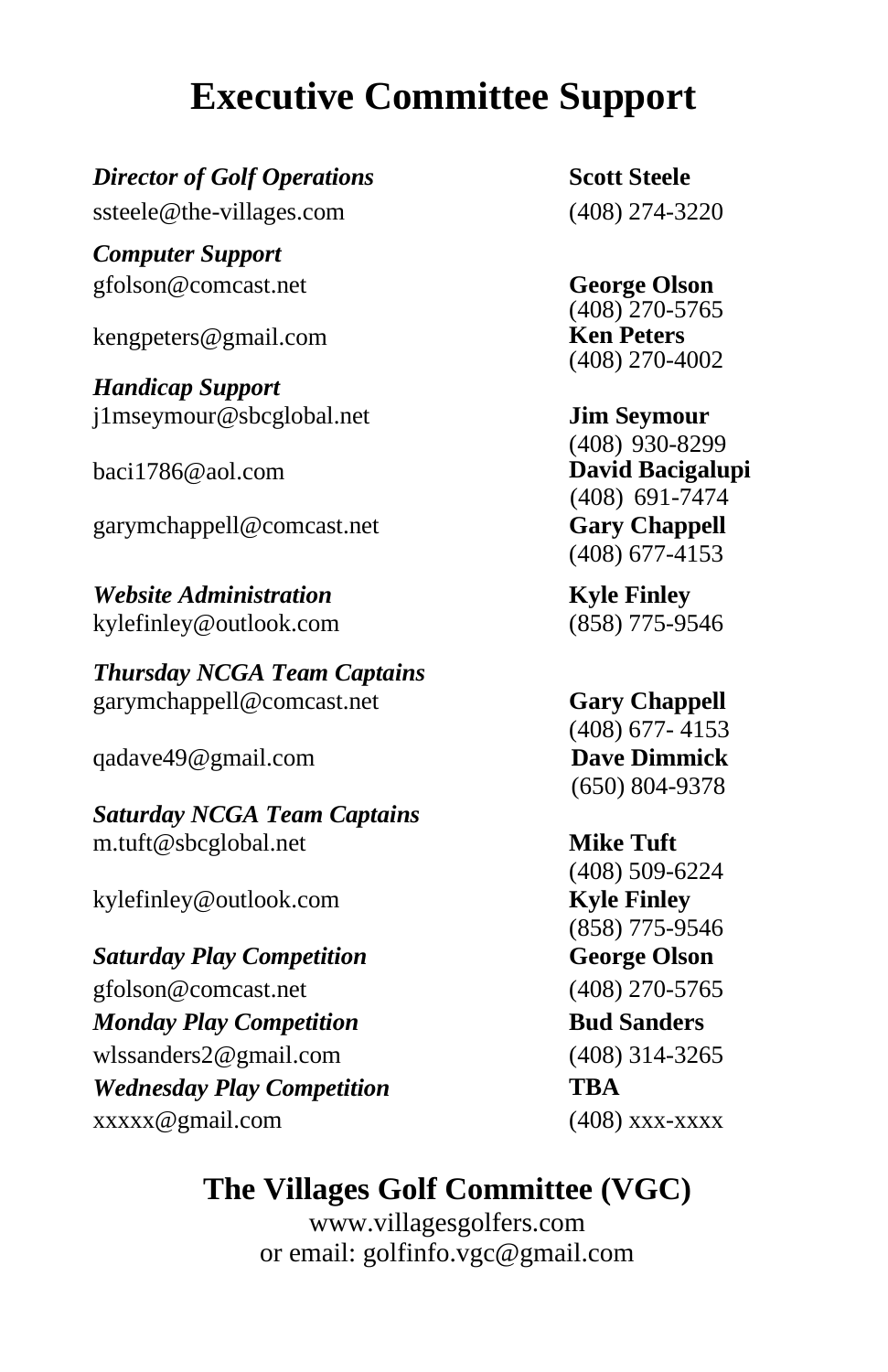# Executive Committee Support

***Director of Golf Operations*** — **Scott Steele**
ssteele@the-villages.com — (408) 274-3220

***Computer Support***
gfolson@comcast.net — **George Olson** (408) 270-5765
kengpeters@gmail.com — **Ken Peters** (408) 270-4002

***Handicap Support***
j1mseymour@sbcglobal.net — **Jim Seymour** (408) 930-8299
baci1786@aol.com — **David Bacigalupi** (408) 691-7474
garymchappell@comcast.net — **Gary Chappell** (408) 677-4153

***Website Administration*** — **Kyle Finley**
kylefinley@outlook.com — (858) 775-9546

***Thursday NCGA Team Captains***
garymchappell@comcast.net — **Gary Chappell** (408) 677- 4153
qadave49@gmail.com — **Dave Dimmick** (650) 804-9378

***Saturday NCGA Team Captains***
m.tuft@sbcglobal.net — **Mike Tuft** (408) 509-6224
kylefinley@outlook.com — **Kyle Finley** (858) 775-9546

***Saturday Play Competition*** — **George Olson**
gfolson@comcast.net — (408) 270-5765

***Monday Play Competition*** — **Bud Sanders**
wlssanders2@gmail.com — (408) 314-3265

***Wednesday Play Competition*** — **TBA**
xxxxx@gmail.com — (408) xxx-xxxx

## The Villages Golf Committee (VGC)

www.villagesgolfers.com
or email: golfinfo.vgc@gmail.com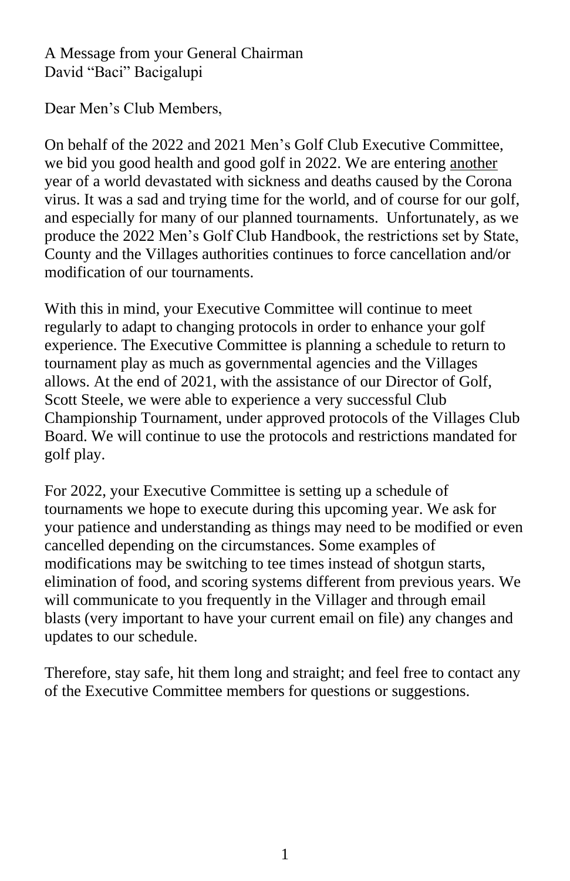A Message from your General Chairman
David "Baci" Bacigalupi

Dear Men's Club Members,

On behalf of the 2022 and 2021 Men's Golf Club Executive Committee, we bid you good health and good golf in 2022. We are entering <u>another</u> year of a world devastated with sickness and deaths caused by the Corona virus. It was a sad and trying time for the world, and of course for our golf, and especially for many of our planned tournaments. Unfortunately, as we produce the 2022 Men's Golf Club Handbook, the restrictions set by State, County and the Villages authorities continues to force cancellation and/or modification of our tournaments.

With this in mind, your Executive Committee will continue to meet regularly to adapt to changing protocols in order to enhance your golf experience. The Executive Committee is planning a schedule to return to tournament play as much as governmental agencies and the Villages allows. At the end of 2021, with the assistance of our Director of Golf, Scott Steele, we were able to experience a very successful Club Championship Tournament, under approved protocols of the Villages Club Board. We will continue to use the protocols and restrictions mandated for golf play.

For 2022, your Executive Committee is setting up a schedule of tournaments we hope to execute during this upcoming year. We ask for your patience and understanding as things may need to be modified or even cancelled depending on the circumstances. Some examples of modifications may be switching to tee times instead of shotgun starts, elimination of food, and scoring systems different from previous years. We will communicate to you frequently in the Villager and through email blasts (very important to have your current email on file) any changes and updates to our schedule.

Therefore, stay safe, hit them long and straight; and feel free to contact any of the Executive Committee members for questions or suggestions.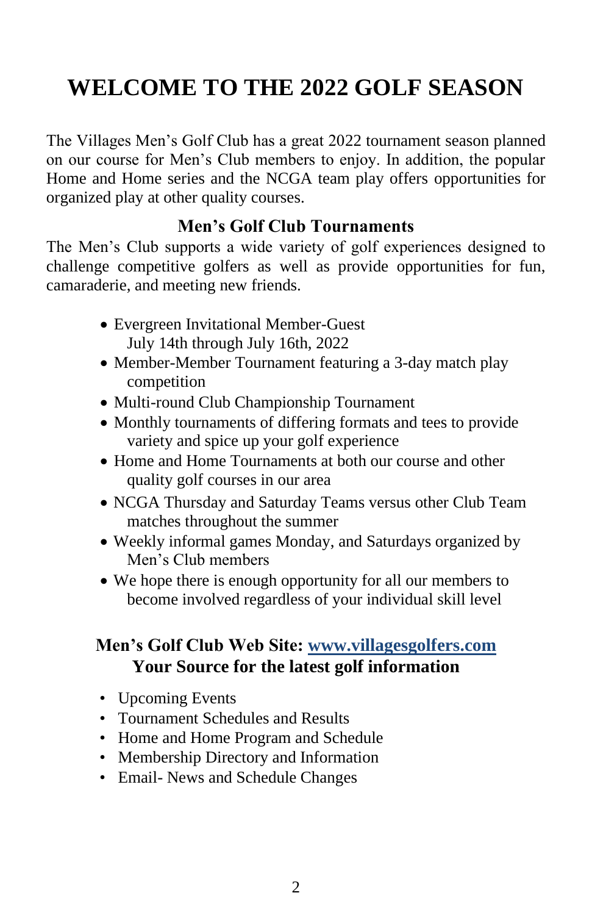# WELCOME TO THE 2022 GOLF SEASON

The Villages Men's Golf Club has a great 2022 tournament season planned on our course for Men's Club members to enjoy. In addition, the popular Home and Home series and the NCGA team play offers opportunities for organized play at other quality courses.

### Men's Golf Club Tournaments

The Men's Club supports a wide variety of golf experiences designed to challenge competitive golfers as well as provide opportunities for fun, camaraderie, and meeting new friends.

- Evergreen Invitational Member-Guest
  July 14th through July 16th, 2022
- Member-Member Tournament featuring a 3-day match play competition
- Multi-round Club Championship Tournament
- Monthly tournaments of differing formats and tees to provide variety and spice up your golf experience
- Home and Home Tournaments at both our course and other quality golf courses in our area
- NCGA Thursday and Saturday Teams versus other Club Team matches throughout the summer
- Weekly informal games Monday, and Saturdays organized by Men's Club members
- We hope there is enough opportunity for all our members to become involved regardless of your individual skill level

### Men's Golf Club Web Site: www.villagesgolfers.com
### Your Source for the latest golf information

- Upcoming Events
- Tournament Schedules and Results
- Home and Home Program and Schedule
- Membership Directory and Information
- Email- News and Schedule Changes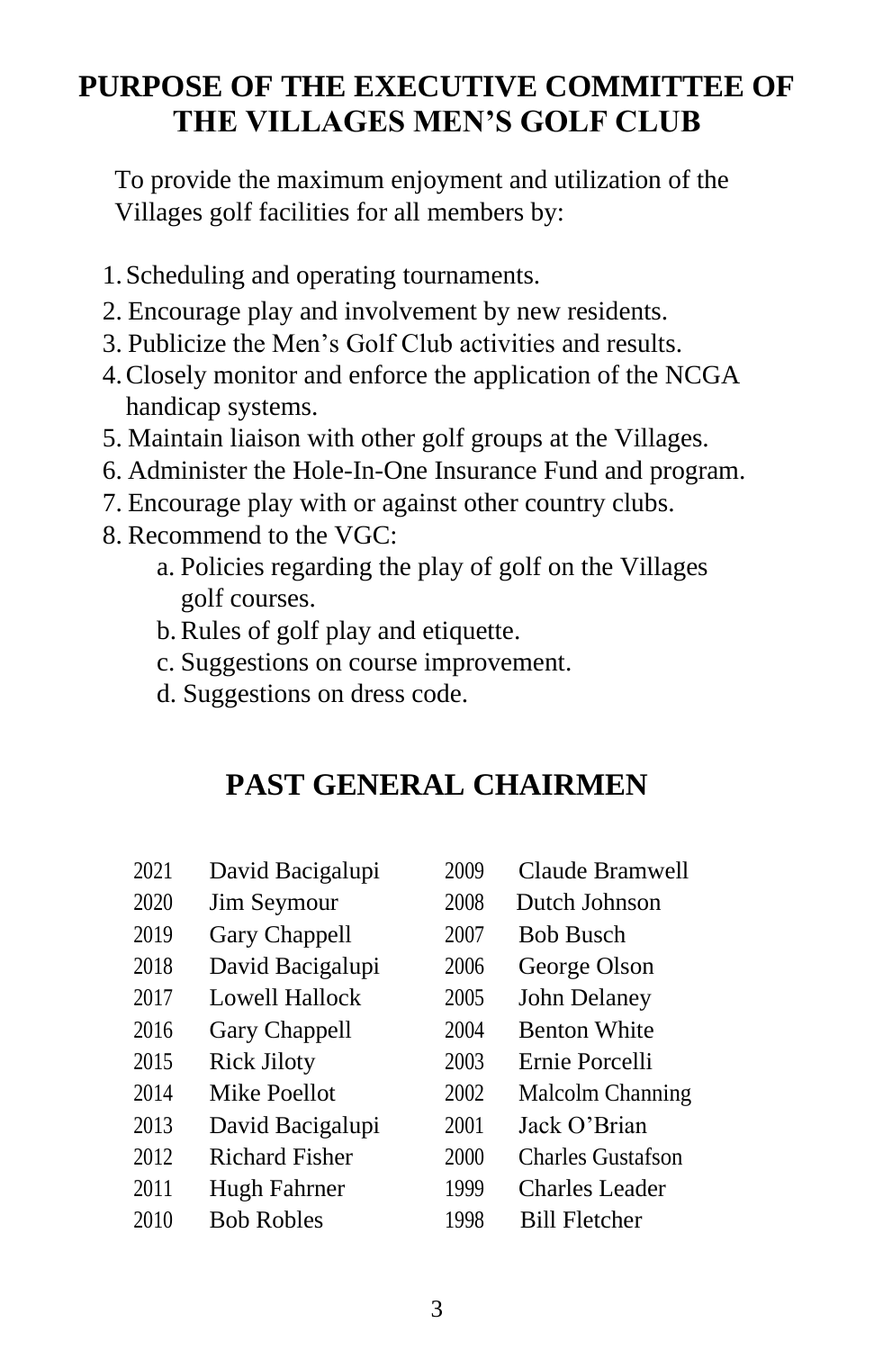# PURPOSE OF THE EXECUTIVE COMMITTEE OF THE VILLAGES MEN'S GOLF CLUB

To provide the maximum enjoyment and utilization of the Villages golf facilities for all members by:

1. Scheduling and operating tournaments.
2. Encourage play and involvement by new residents.
3. Publicize the Men's Golf Club activities and results.
4. Closely monitor and enforce the application of the NCGA handicap systems.
5. Maintain liaison with other golf groups at the Villages.
6. Administer the Hole-In-One Insurance Fund and program.
7. Encourage play with or against other country clubs.
8. Recommend to the VGC:
   a. Policies regarding the play of golf on the Villages golf courses.
   b. Rules of golf play and etiquette.
   c. Suggestions on course improvement.
   d. Suggestions on dress code.

# PAST GENERAL CHAIRMEN

| Year | Name | Year | Name |
|---|---|---|---|
| 2021 | David Bacigalupi | 2009 | Claude Bramwell |
| 2020 | Jim Seymour | 2008 | Dutch Johnson |
| 2019 | Gary Chappell | 2007 | Bob Busch |
| 2018 | David Bacigalupi | 2006 | George Olson |
| 2017 | Lowell Hallock | 2005 | John Delaney |
| 2016 | Gary Chappell | 2004 | Benton White |
| 2015 | Rick Jiloty | 2003 | Ernie Porcelli |
| 2014 | Mike Poellot | 2002 | Malcolm Channing |
| 2013 | David Bacigalupi | 2001 | Jack O'Brian |
| 2012 | Richard Fisher | 2000 | Charles Gustafson |
| 2011 | Hugh Fahrner | 1999 | Charles Leader |
| 2010 | Bob Robles | 1998 | Bill Fletcher |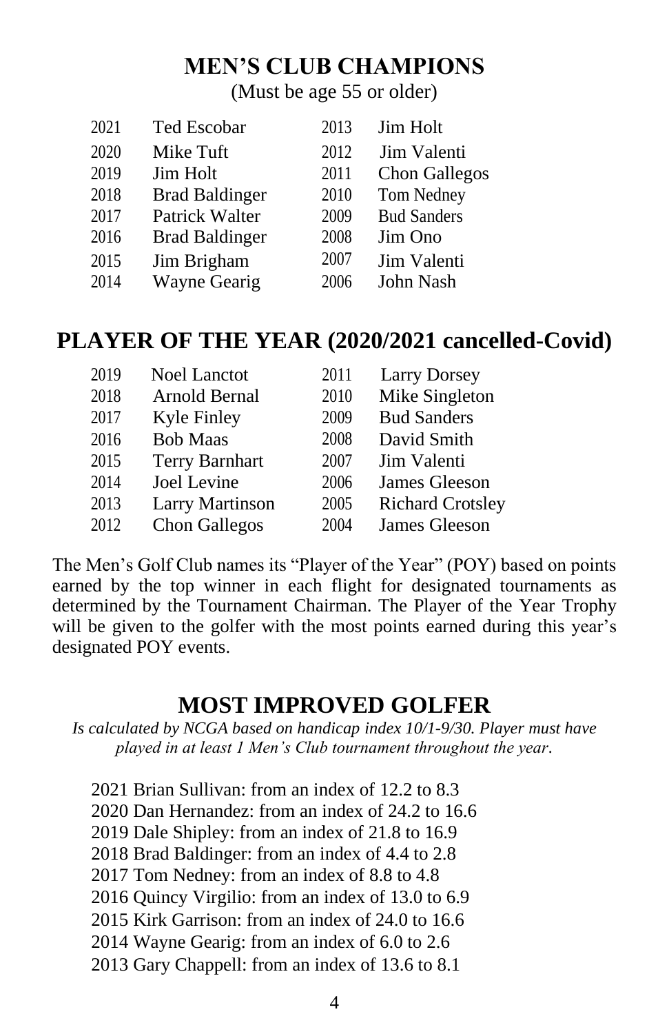# MEN'S CLUB CHAMPIONS

(Must be age 55 or older)

| | | | |
|---|---|---|---|
| 2021 | Ted Escobar | 2013 | Jim Holt |
| 2020 | Mike Tuft | 2012 | Jim Valenti |
| 2019 | Jim Holt | 2011 | Chon Gallegos |
| 2018 | Brad Baldinger | 2010 | Tom Nedney |
| 2017 | Patrick Walter | 2009 | Bud Sanders |
| 2016 | Brad Baldinger | 2008 | Jim Ono |
| 2015 | Jim Brigham | 2007 | Jim Valenti |
| 2014 | Wayne Gearig | 2006 | John Nash |

# PLAYER OF THE YEAR (2020/2021 cancelled-Covid)

| | | | |
|---|---|---|---|
| 2019 | Noel Lanctot | 2011 | Larry Dorsey |
| 2018 | Arnold Bernal | 2010 | Mike Singleton |
| 2017 | Kyle Finley | 2009 | Bud Sanders |
| 2016 | Bob Maas | 2008 | David Smith |
| 2015 | Terry Barnhart | 2007 | Jim Valenti |
| 2014 | Joel Levine | 2006 | James Gleeson |
| 2013 | Larry Martinson | 2005 | Richard Crotsley |
| 2012 | Chon Gallegos | 2004 | James Gleeson |

The Men's Golf Club names its "Player of the Year" (POY) based on points earned by the top winner in each flight for designated tournaments as determined by the Tournament Chairman. The Player of the Year Trophy will be given to the golfer with the most points earned during this year's designated POY events.

# MOST IMPROVED GOLFER

*Is calculated by NCGA based on handicap index 10/1-9/30. Player must have played in at least 1 Men's Club tournament throughout the year.*

2021 Brian Sullivan: from an index of 12.2 to 8.3
2020 Dan Hernandez: from an index of 24.2 to 16.6
2019 Dale Shipley: from an index of 21.8 to 16.9
2018 Brad Baldinger: from an index of 4.4 to 2.8
2017 Tom Nedney: from an index of 8.8 to 4.8
2016 Quincy Virgilio: from an index of 13.0 to 6.9
2015 Kirk Garrison: from an index of 24.0 to 16.6
2014 Wayne Gearig: from an index of 6.0 to 2.6
2013 Gary Chappell: from an index of 13.6 to 8.1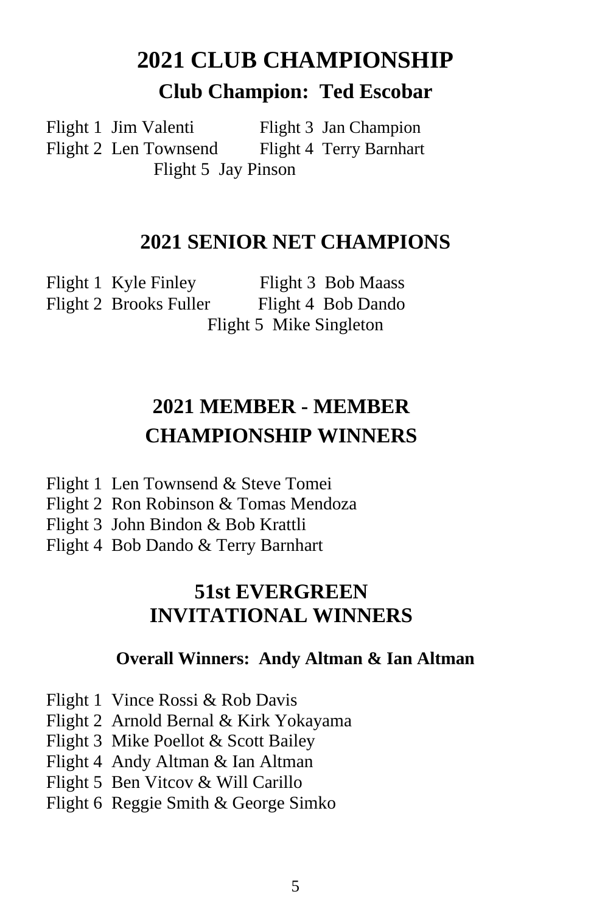# 2021 CLUB CHAMPIONSHIP

## Club Champion: Ted Escobar

Flight 1 Jim Valenti
Flight 2 Len Townsend
Flight 3 Jan Champion
Flight 4 Terry Barnhart
Flight 5 Jay Pinson

# 2021 SENIOR NET CHAMPIONS

Flight 1 Kyle Finley
Flight 2 Brooks Fuller
Flight 3 Bob Maass
Flight 4 Bob Dando
Flight 5 Mike Singleton

# 2021 MEMBER - MEMBER CHAMPIONSHIP WINNERS

Flight 1 Len Townsend & Steve Tomei
Flight 2 Ron Robinson & Tomas Mendoza
Flight 3 John Bindon & Bob Krattli
Flight 4 Bob Dando & Terry Barnhart

# 51st EVERGREEN INVITATIONAL WINNERS

**Overall Winners: Andy Altman & Ian Altman**

Flight 1 Vince Rossi & Rob Davis
Flight 2 Arnold Bernal & Kirk Yokayama
Flight 3 Mike Poellot & Scott Bailey
Flight 4 Andy Altman & Ian Altman
Flight 5 Ben Vitcov & Will Carillo
Flight 6 Reggie Smith & George Simko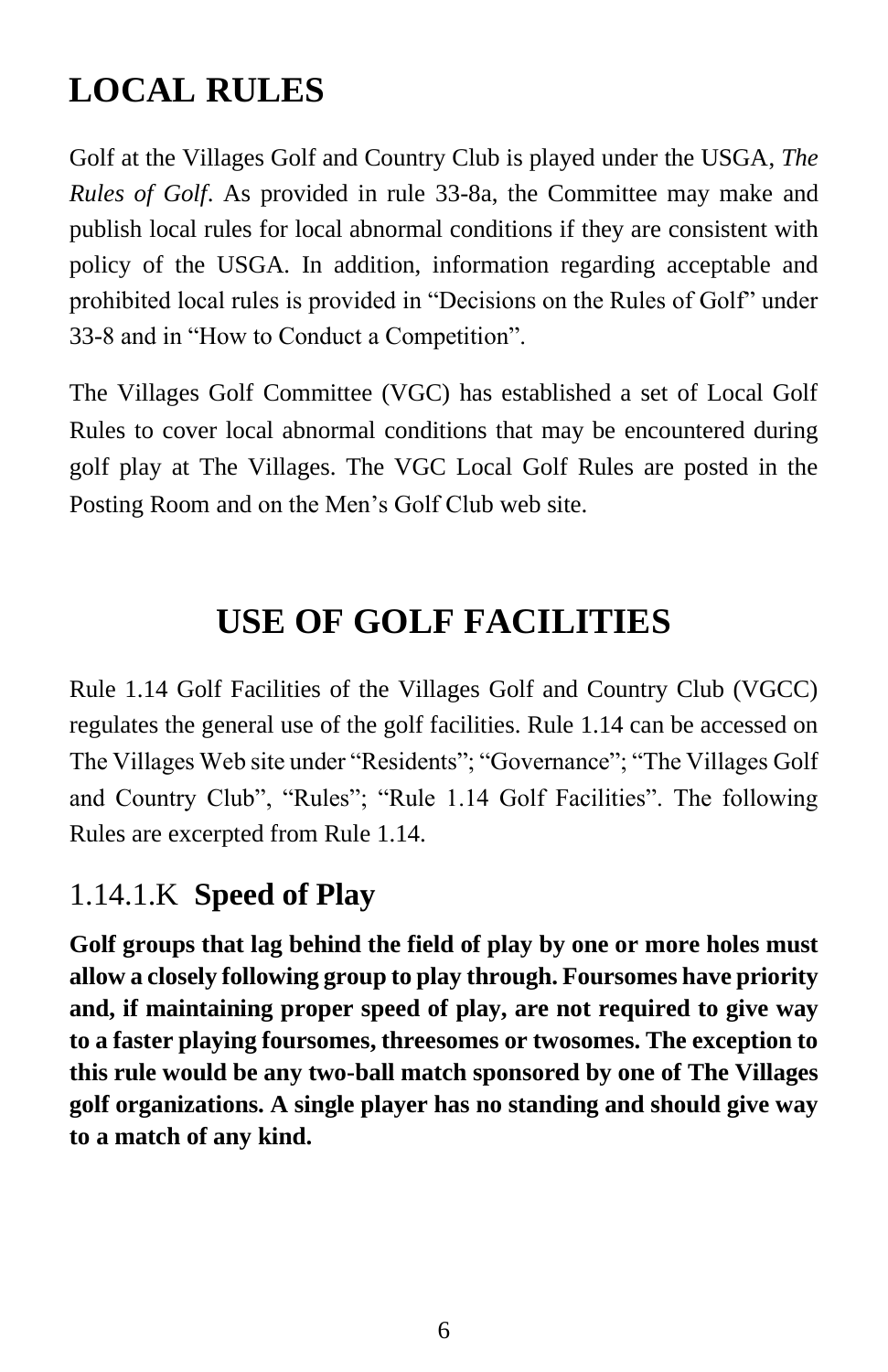# LOCAL RULES

Golf at the Villages Golf and Country Club is played under the USGA, *The Rules of Golf*. As provided in rule 33-8a, the Committee may make and publish local rules for local abnormal conditions if they are consistent with policy of the USGA. In addition, information regarding acceptable and prohibited local rules is provided in "Decisions on the Rules of Golf" under 33-8 and in "How to Conduct a Competition".

The Villages Golf Committee (VGC) has established a set of Local Golf Rules to cover local abnormal conditions that may be encountered during golf play at The Villages. The VGC Local Golf Rules are posted in the Posting Room and on the Men's Golf Club web site.

# USE OF GOLF FACILITIES

Rule 1.14 Golf Facilities of the Villages Golf and Country Club (VGCC) regulates the general use of the golf facilities. Rule 1.14 can be accessed on The Villages Web site under "Residents"; "Governance"; "The Villages Golf and Country Club", "Rules"; "Rule 1.14 Golf Facilities". The following Rules are excerpted from Rule 1.14.

## 1.14.1.K **Speed of Play**

**Golf groups that lag behind the field of play by one or more holes must allow a closely following group to play through. Foursomes have priority and, if maintaining proper speed of play, are not required to give way to a faster playing foursomes, threesomes or twosomes. The exception to this rule would be any two-ball match sponsored by one of The Villages golf organizations. A single player has no standing and should give way to a match of any kind.**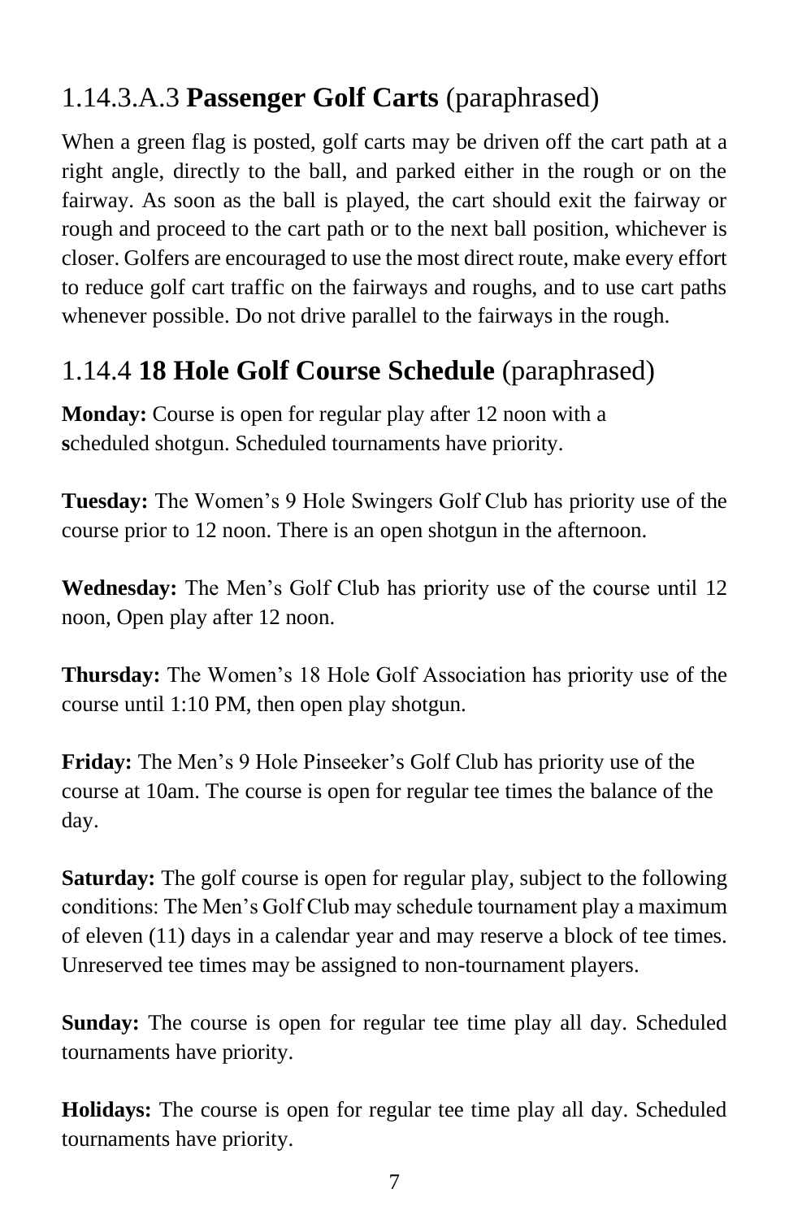### 1.14.3.A.3 **Passenger Golf Carts** (paraphrased)

When a green flag is posted, golf carts may be driven off the cart path at a right angle, directly to the ball, and parked either in the rough or on the fairway. As soon as the ball is played, the cart should exit the fairway or rough and proceed to the cart path or to the next ball position, whichever is closer. Golfers are encouraged to use the most direct route, make every effort to reduce golf cart traffic on the fairways and roughs, and to use cart paths whenever possible. Do not drive parallel to the fairways in the rough.

### 1.14.4 **18 Hole Golf Course Schedule** (paraphrased)

**Monday:** Course is open for regular play after 12 noon with a scheduled shotgun. Scheduled tournaments have priority.

**Tuesday:** The Women's 9 Hole Swingers Golf Club has priority use of the course prior to 12 noon. There is an open shotgun in the afternoon.

**Wednesday:** The Men's Golf Club has priority use of the course until 12 noon, Open play after 12 noon.

**Thursday:** The Women's 18 Hole Golf Association has priority use of the course until 1:10 PM, then open play shotgun.

**Friday:** The Men's 9 Hole Pinseeker's Golf Club has priority use of the course at 10am. The course is open for regular tee times the balance of the day.

**Saturday:** The golf course is open for regular play, subject to the following conditions: The Men's Golf Club may schedule tournament play a maximum of eleven (11) days in a calendar year and may reserve a block of tee times. Unreserved tee times may be assigned to non-tournament players.

**Sunday:** The course is open for regular tee time play all day. Scheduled tournaments have priority.

**Holidays:** The course is open for regular tee time play all day. Scheduled tournaments have priority.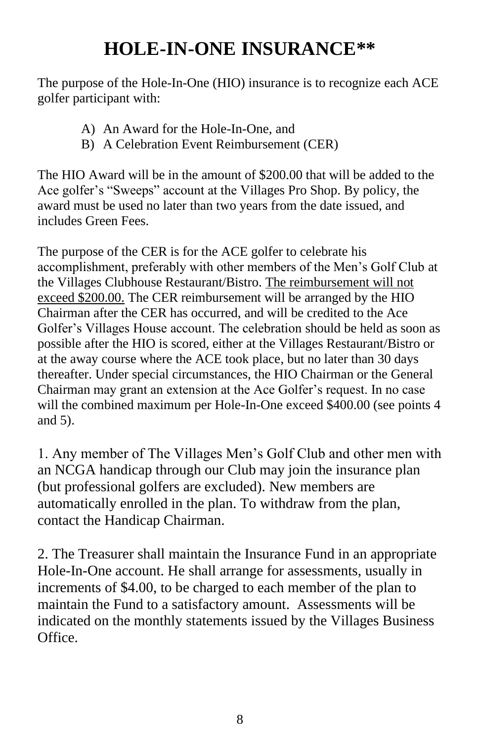# HOLE-IN-ONE INSURANCE**

The purpose of the Hole-In-One (HIO) insurance is to recognize each ACE golfer participant with:

A) An Award for the Hole-In-One, and
B) A Celebration Event Reimbursement (CER)

The HIO Award will be in the amount of $200.00 that will be added to the Ace golfer's "Sweeps" account at the Villages Pro Shop. By policy, the award must be used no later than two years from the date issued, and includes Green Fees.

The purpose of the CER is for the ACE golfer to celebrate his accomplishment, preferably with other members of the Men's Golf Club at the Villages Clubhouse Restaurant/Bistro. <u>The reimbursement will not exceed $200.00.</u> The CER reimbursement will be arranged by the HIO Chairman after the CER has occurred, and will be credited to the Ace Golfer's Villages House account. The celebration should be held as soon as possible after the HIO is scored, either at the Villages Restaurant/Bistro or at the away course where the ACE took place, but no later than 30 days thereafter. Under special circumstances, the HIO Chairman or the General Chairman may grant an extension at the Ace Golfer's request. In no case will the combined maximum per Hole-In-One exceed $400.00 (see points 4 and 5).

1. Any member of The Villages Men's Golf Club and other men with an NCGA handicap through our Club may join the insurance plan (but professional golfers are excluded). New members are automatically enrolled in the plan. To withdraw from the plan, contact the Handicap Chairman.

2. The Treasurer shall maintain the Insurance Fund in an appropriate Hole-In-One account. He shall arrange for assessments, usually in increments of $4.00, to be charged to each member of the plan to maintain the Fund to a satisfactory amount. Assessments will be indicated on the monthly statements issued by the Villages Business Office.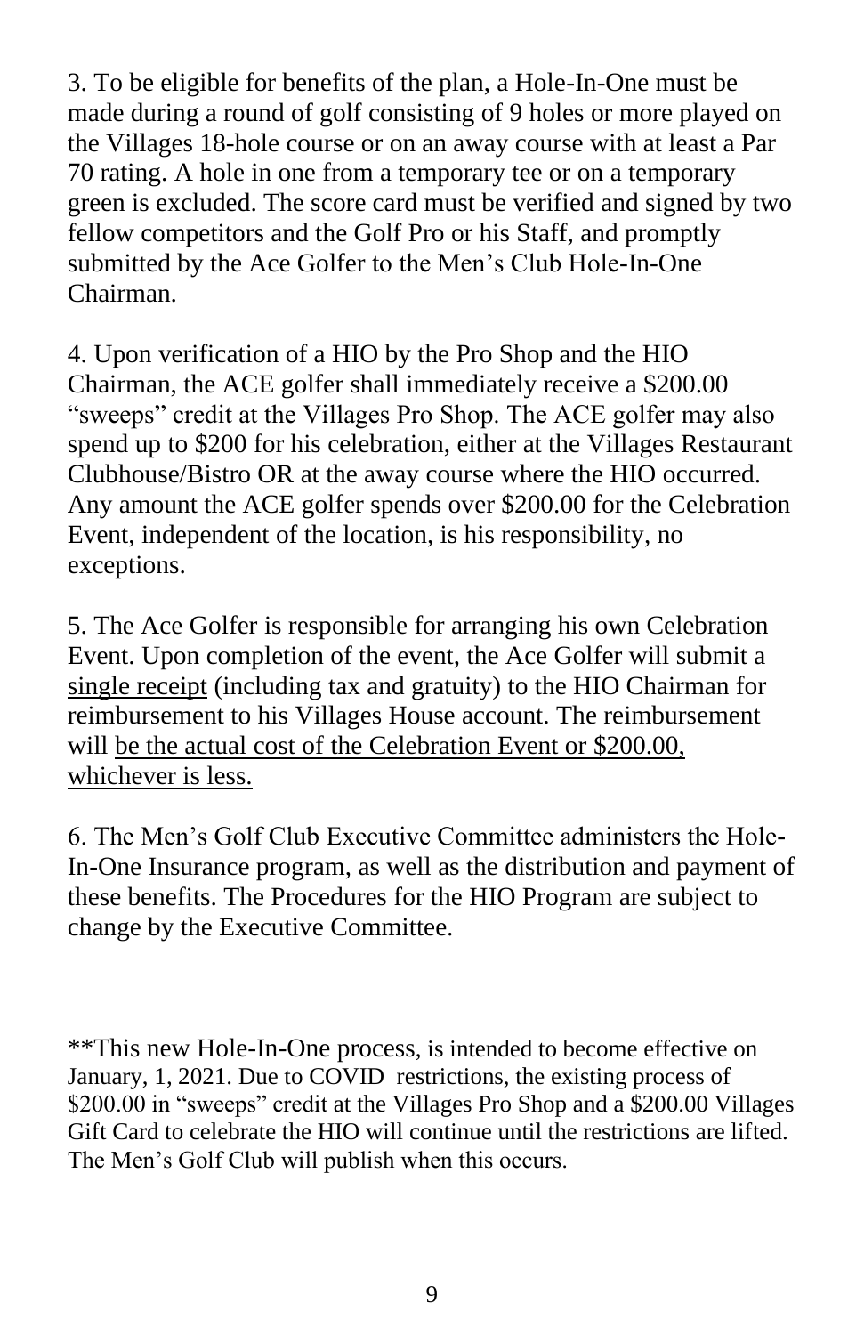3. To be eligible for benefits of the plan, a Hole-In-One must be made during a round of golf consisting of 9 holes or more played on the Villages 18-hole course or on an away course with at least a Par 70 rating. A hole in one from a temporary tee or on a temporary green is excluded. The score card must be verified and signed by two fellow competitors and the Golf Pro or his Staff, and promptly submitted by the Ace Golfer to the Men's Club Hole-In-One Chairman.

4. Upon verification of a HIO by the Pro Shop and the HIO Chairman, the ACE golfer shall immediately receive a $200.00 "sweeps" credit at the Villages Pro Shop. The ACE golfer may also spend up to $200 for his celebration, either at the Villages Restaurant Clubhouse/Bistro OR at the away course where the HIO occurred. Any amount the ACE golfer spends over $200.00 for the Celebration Event, independent of the location, is his responsibility, no exceptions.

5. The Ace Golfer is responsible for arranging his own Celebration Event. Upon completion of the event, the Ace Golfer will submit a single receipt (including tax and gratuity) to the HIO Chairman for reimbursement to his Villages House account. The reimbursement will be the actual cost of the Celebration Event or $200.00, whichever is less.

6. The Men's Golf Club Executive Committee administers the Hole-In-One Insurance program, as well as the distribution and payment of these benefits. The Procedures for the HIO Program are subject to change by the Executive Committee.

**This new Hole-In-One process, is intended to become effective on January, 1, 2021. Due to COVID restrictions, the existing process of $200.00 in "sweeps" credit at the Villages Pro Shop and a $200.00 Villages Gift Card to celebrate the HIO will continue until the restrictions are lifted. The Men's Golf Club will publish when this occurs.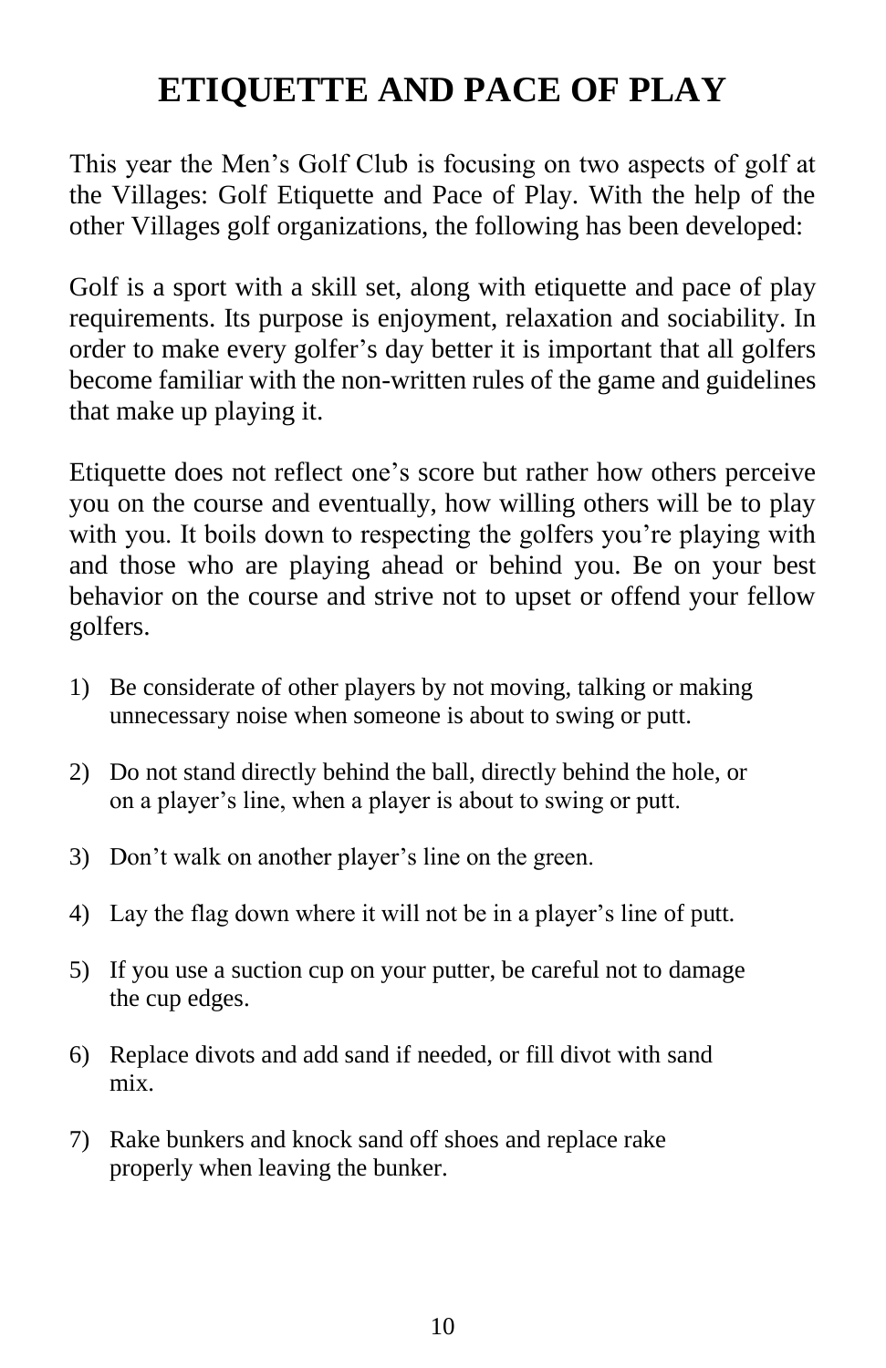# ETIQUETTE AND PACE OF PLAY

This year the Men's Golf Club is focusing on two aspects of golf at the Villages: Golf Etiquette and Pace of Play. With the help of the other Villages golf organizations, the following has been developed:

Golf is a sport with a skill set, along with etiquette and pace of play requirements. Its purpose is enjoyment, relaxation and sociability. In order to make every golfer's day better it is important that all golfers become familiar with the non-written rules of the game and guidelines that make up playing it.

Etiquette does not reflect one's score but rather how others perceive you on the course and eventually, how willing others will be to play with you. It boils down to respecting the golfers you're playing with and those who are playing ahead or behind you. Be on your best behavior on the course and strive not to upset or offend your fellow golfers.

1) Be considerate of other players by not moving, talking or making unnecessary noise when someone is about to swing or putt.

2) Do not stand directly behind the ball, directly behind the hole, or on a player's line, when a player is about to swing or putt.

3) Don't walk on another player's line on the green.

4) Lay the flag down where it will not be in a player's line of putt.

5) If you use a suction cup on your putter, be careful not to damage the cup edges.

6) Replace divots and add sand if needed, or fill divot with sand mix.

7) Rake bunkers and knock sand off shoes and replace rake properly when leaving the bunker.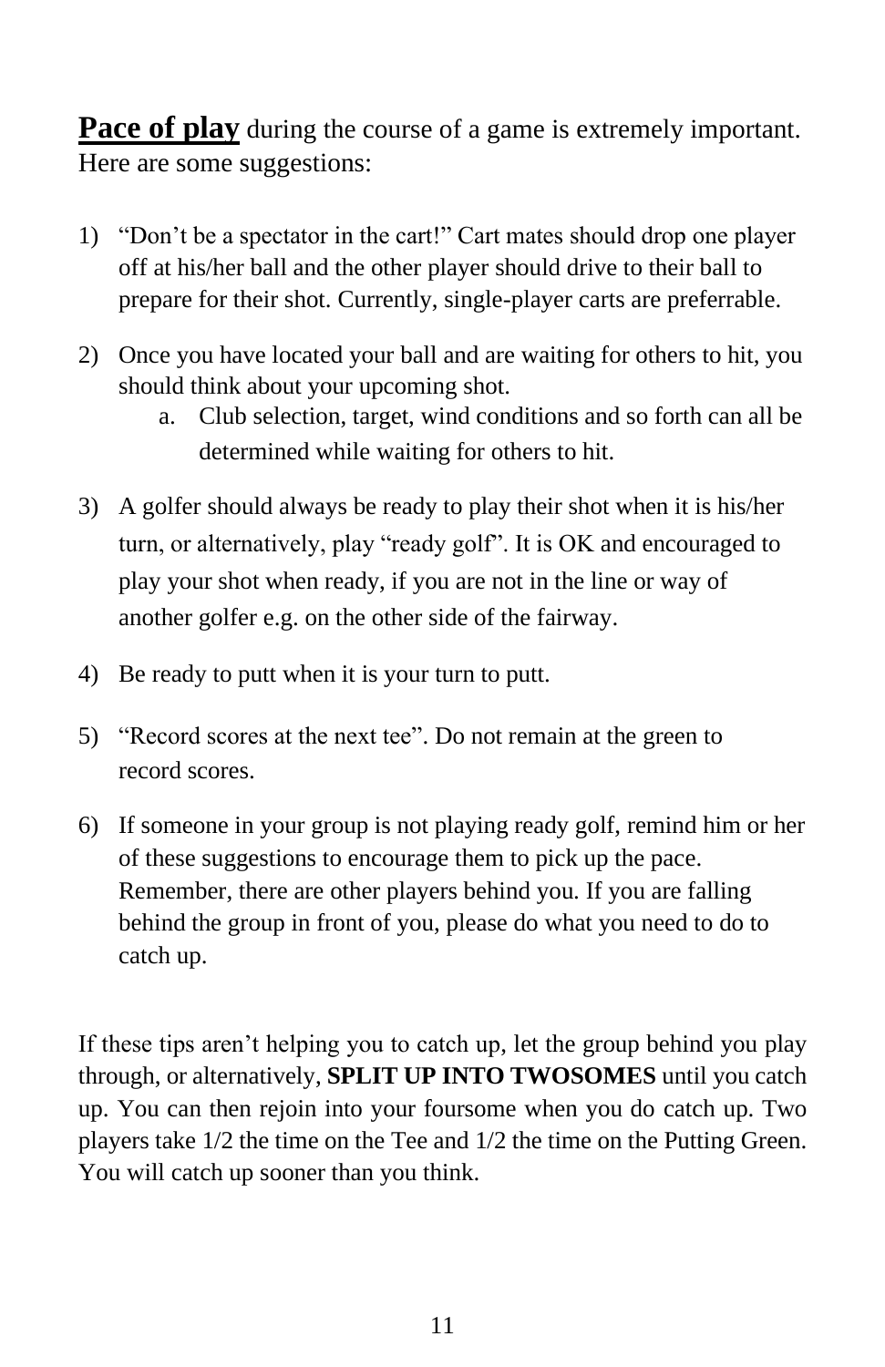**Pace of play** during the course of a game is extremely important. Here are some suggestions:

1) "Don't be a spectator in the cart!" Cart mates should drop one player off at his/her ball and the other player should drive to their ball to prepare for their shot. Currently, single-player carts are preferrable.
2) Once you have located your ball and are waiting for others to hit, you should think about your upcoming shot.
   a. Club selection, target, wind conditions and so forth can all be determined while waiting for others to hit.
3) A golfer should always be ready to play their shot when it is his/her turn, or alternatively, play "ready golf". It is OK and encouraged to play your shot when ready, if you are not in the line or way of another golfer e.g. on the other side of the fairway.
4) Be ready to putt when it is your turn to putt.
5) "Record scores at the next tee". Do not remain at the green to record scores.
6) If someone in your group is not playing ready golf, remind him or her of these suggestions to encourage them to pick up the pace. Remember, there are other players behind you. If you are falling behind the group in front of you, please do what you need to do to catch up.

If these tips aren't helping you to catch up, let the group behind you play through, or alternatively, **SPLIT UP INTO TWOSOMES** until you catch up. You can then rejoin into your foursome when you do catch up. Two players take 1/2 the time on the Tee and 1/2 the time on the Putting Green. You will catch up sooner than you think.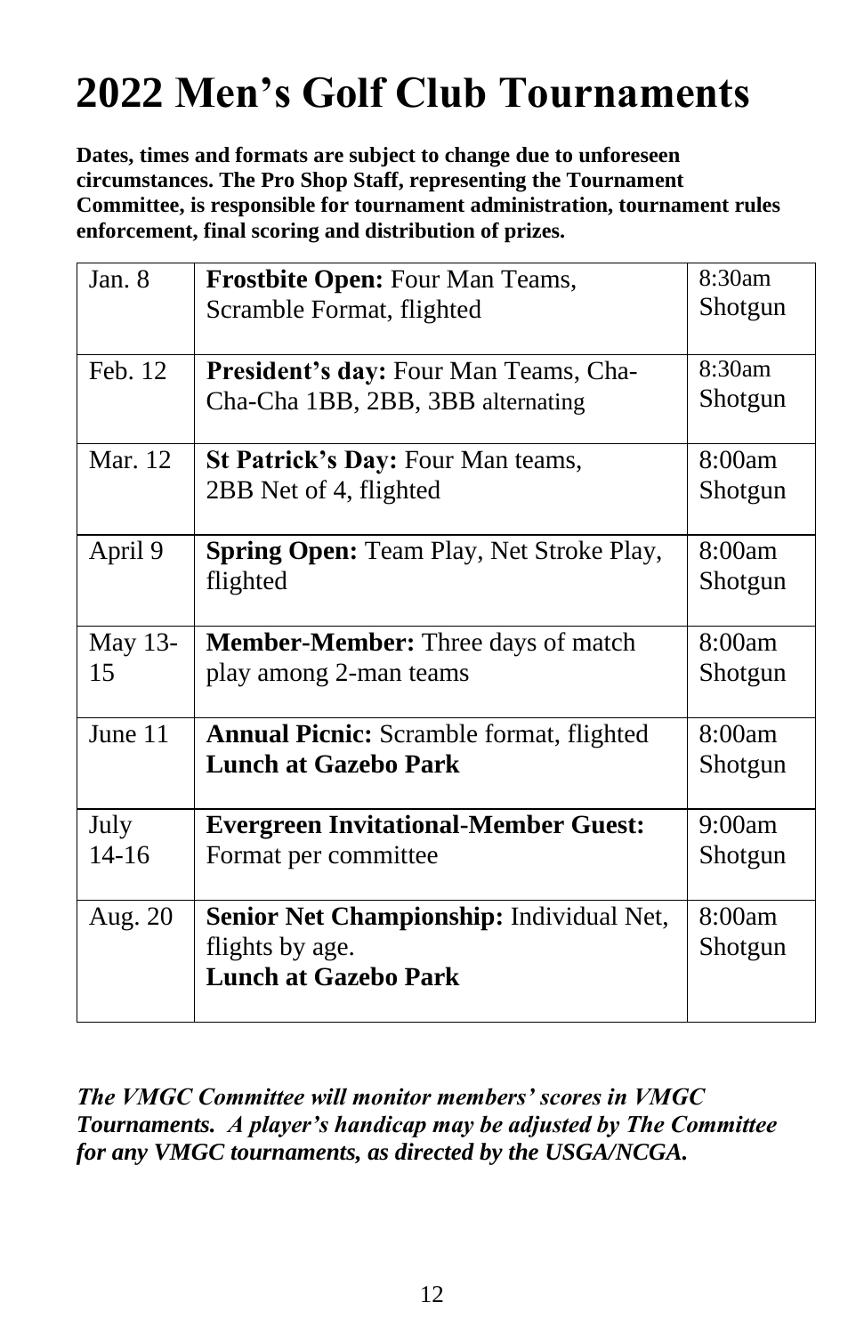# 2022 Men's Golf Club Tournaments

**Dates, times and formats are subject to change due to unforeseen circumstances. The Pro Shop Staff, representing the Tournament Committee, is responsible for tournament administration, tournament rules enforcement, final scoring and distribution of prizes.**

| Date | Tournament | Time |
|---|---|---|
| Jan. 8 | **Frostbite Open:** Four Man Teams, Scramble Format, flighted | 8:30am Shotgun |
| Feb. 12 | **President's day:** Four Man Teams, Cha-Cha-Cha 1BB, 2BB, 3BB alternating | 8:30am Shotgun |
| Mar. 12 | **St Patrick's Day:** Four Man teams, 2BB Net of 4, flighted | 8:00am Shotgun |
| April 9 | **Spring Open:** Team Play, Net Stroke Play, flighted | 8:00am Shotgun |
| May 13-15 | **Member-Member:** Three days of match play among 2-man teams | 8:00am Shotgun |
| June 11 | **Annual Picnic:** Scramble format, flighted **Lunch at Gazebo Park** | 8:00am Shotgun |
| July 14-16 | **Evergreen Invitational-Member Guest:** Format per committee | 9:00am Shotgun |
| Aug. 20 | **Senior Net Championship:** Individual Net, flights by age. **Lunch at Gazebo Park** | 8:00am Shotgun |

***The VMGC Committee will monitor members' scores in VMGC Tournaments. A player's handicap may be adjusted by The Committee for any VMGC tournaments, as directed by the USGA/NCGA.***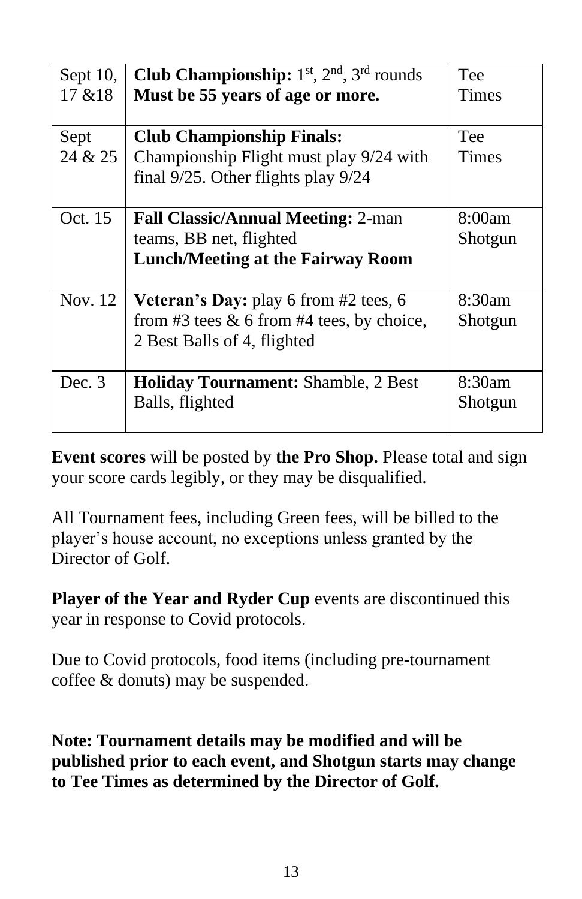| Sept 10, 17 &18 | **Club Championship:** 1st, 2nd, 3rd rounds **Must be 55 years of age or more.** | Tee Times |
|---|---|---|
| Sept 24 & 25 | **Club Championship Finals:** Championship Flight must play 9/24 with final 9/25. Other flights play 9/24 | Tee Times |
| Oct. 15 | **Fall Classic/Annual Meeting:** 2-man teams, BB net, flighted **Lunch/Meeting at the Fairway Room** | 8:00am Shotgun |
| Nov. 12 | **Veteran's Day:** play 6 from #2 tees, 6 from #3 tees & 6 from #4 tees, by choice, 2 Best Balls of 4, flighted | 8:30am Shotgun |
| Dec. 3 | **Holiday Tournament:** Shamble, 2 Best Balls, flighted | 8:30am Shotgun |

**Event scores** will be posted by **the Pro Shop.** Please total and sign your score cards legibly, or they may be disqualified.

All Tournament fees, including Green fees, will be billed to the player's house account, no exceptions unless granted by the Director of Golf.

**Player of the Year and Ryder Cup** events are discontinued this year in response to Covid protocols.

Due to Covid protocols, food items (including pre-tournament coffee & donuts) may be suspended.

**Note: Tournament details may be modified and will be published prior to each event, and Shotgun starts may change to Tee Times as determined by the Director of Golf.**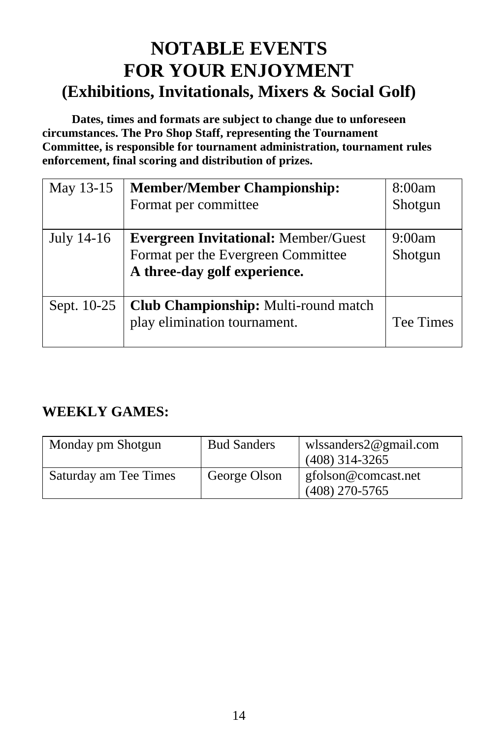# NOTABLE EVENTS
# FOR YOUR ENJOYMENT
## (Exhibitions, Invitationals, Mixers & Social Golf)

**Dates, times and formats are subject to change due to unforeseen circumstances. The Pro Shop Staff, representing the Tournament Committee, is responsible for tournament administration, tournament rules enforcement, final scoring and distribution of prizes.**

| | | |
|---|---|---|
| May 13-15 | **Member/Member Championship:** Format per committee | 8:00am Shotgun |
| July 14-16 | **Evergreen Invitational:** Member/Guest Format per the Evergreen Committee **A three-day golf experience.** | 9:00am Shotgun |
| Sept. 10-25 | **Club Championship:** Multi-round match play elimination tournament. | Tee Times |

**WEEKLY GAMES:**

| | | |
|---|---|---|
| Monday pm Shotgun | Bud Sanders | wlssanders2@gmail.com (408) 314-3265 |
| Saturday am Tee Times | George Olson | gfolson@comcast.net (408) 270-5765 |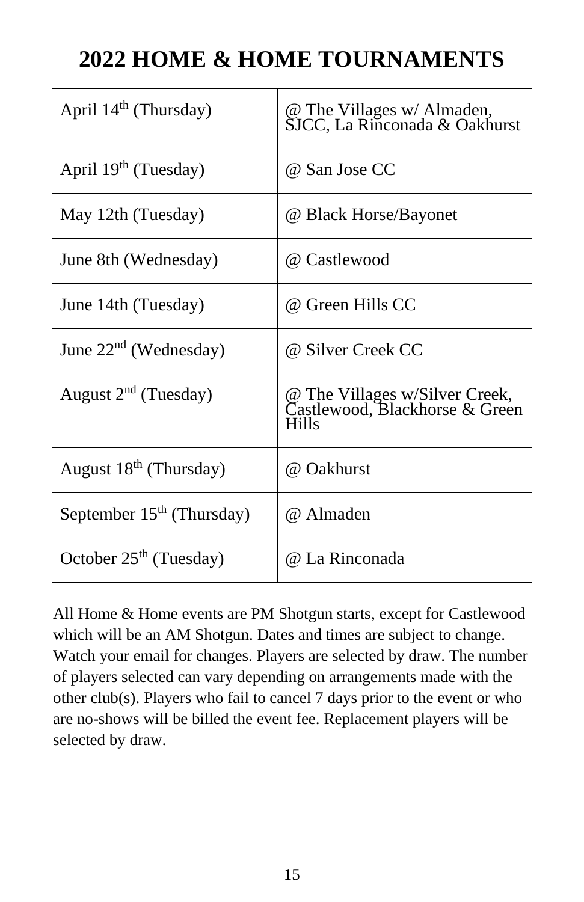# 2022 HOME & HOME TOURNAMENTS

| Date | Location |
|---|---|
| April 14th (Thursday) | @ The Villages w/ Almaden, SJCC, La Rinconada & Oakhurst |
| April 19th (Tuesday) | @ San Jose CC |
| May 12th (Tuesday) | @ Black Horse/Bayonet |
| June 8th (Wednesday) | @ Castlewood |
| June 14th (Tuesday) | @ Green Hills CC |
| June 22nd (Wednesday) | @ Silver Creek CC |
| August 2nd (Tuesday) | @ The Villages w/Silver Creek, Castlewood, Blackhorse & Green Hills |
| August 18th (Thursday) | @ Oakhurst |
| September 15th (Thursday) | @ Almaden |
| October 25th (Tuesday) | @ La Rinconada |

All Home & Home events are PM Shotgun starts, except for Castlewood which will be an AM Shotgun. Dates and times are subject to change. Watch your email for changes. Players are selected by draw. The number of players selected can vary depending on arrangements made with the other club(s). Players who fail to cancel 7 days prior to the event or who are no-shows will be billed the event fee. Replacement players will be selected by draw.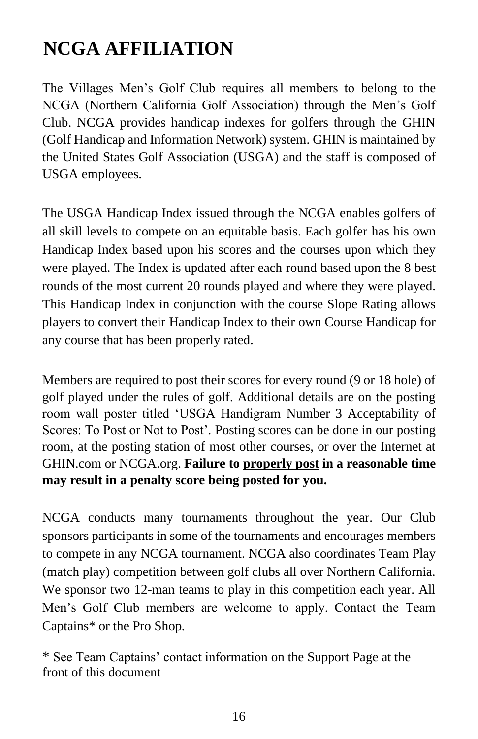# NCGA AFFILIATION

The Villages Men's Golf Club requires all members to belong to the NCGA (Northern California Golf Association) through the Men's Golf Club. NCGA provides handicap indexes for golfers through the GHIN (Golf Handicap and Information Network) system. GHIN is maintained by the United States Golf Association (USGA) and the staff is composed of USGA employees.

The USGA Handicap Index issued through the NCGA enables golfers of all skill levels to compete on an equitable basis. Each golfer has his own Handicap Index based upon his scores and the courses upon which they were played. The Index is updated after each round based upon the 8 best rounds of the most current 20 rounds played and where they were played. This Handicap Index in conjunction with the course Slope Rating allows players to convert their Handicap Index to their own Course Handicap for any course that has been properly rated.

Members are required to post their scores for every round (9 or 18 hole) of golf played under the rules of golf. Additional details are on the posting room wall poster titled 'USGA Handigram Number 3 Acceptability of Scores: To Post or Not to Post'. Posting scores can be done in our posting room, at the posting station of most other courses, or over the Internet at GHIN.com or NCGA.org. **Failure to <u>properly post</u> in a reasonable time may result in a penalty score being posted for you.**

NCGA conducts many tournaments throughout the year. Our Club sponsors participants in some of the tournaments and encourages members to compete in any NCGA tournament. NCGA also coordinates Team Play (match play) competition between golf clubs all over Northern California. We sponsor two 12-man teams to play in this competition each year. All Men's Golf Club members are welcome to apply. Contact the Team Captains* or the Pro Shop.

* See Team Captains' contact information on the Support Page at the front of this document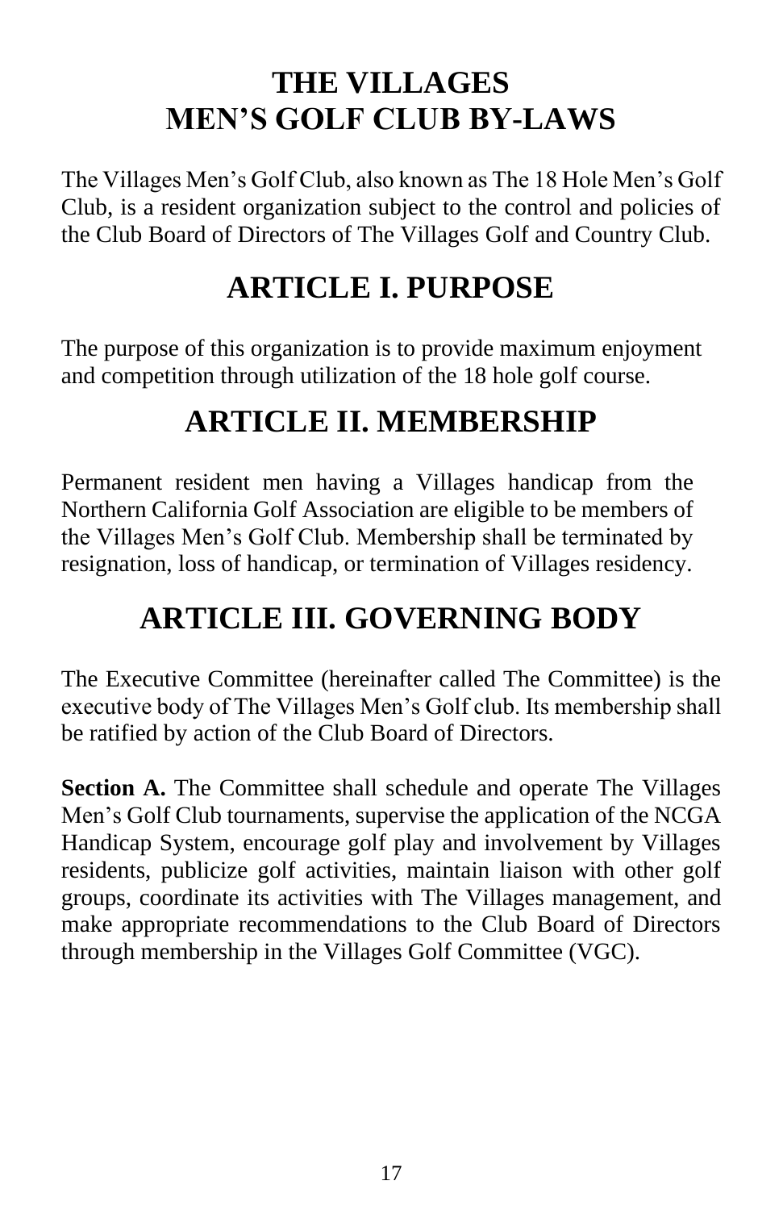# THE VILLAGES MEN'S GOLF CLUB BY-LAWS

The Villages Men's Golf Club, also known as The 18 Hole Men's Golf Club, is a resident organization subject to the control and policies of the Club Board of Directors of The Villages Golf and Country Club.

## ARTICLE I. PURPOSE

The purpose of this organization is to provide maximum enjoyment and competition through utilization of the 18 hole golf course.

## ARTICLE II. MEMBERSHIP

Permanent resident men having a Villages handicap from the Northern California Golf Association are eligible to be members of the Villages Men's Golf Club. Membership shall be terminated by resignation, loss of handicap, or termination of Villages residency.

## ARTICLE III. GOVERNING BODY

The Executive Committee (hereinafter called The Committee) is the executive body of The Villages Men's Golf club. Its membership shall be ratified by action of the Club Board of Directors.

**Section A.** The Committee shall schedule and operate The Villages Men's Golf Club tournaments, supervise the application of the NCGA Handicap System, encourage golf play and involvement by Villages residents, publicize golf activities, maintain liaison with other golf groups, coordinate its activities with The Villages management, and make appropriate recommendations to the Club Board of Directors through membership in the Villages Golf Committee (VGC).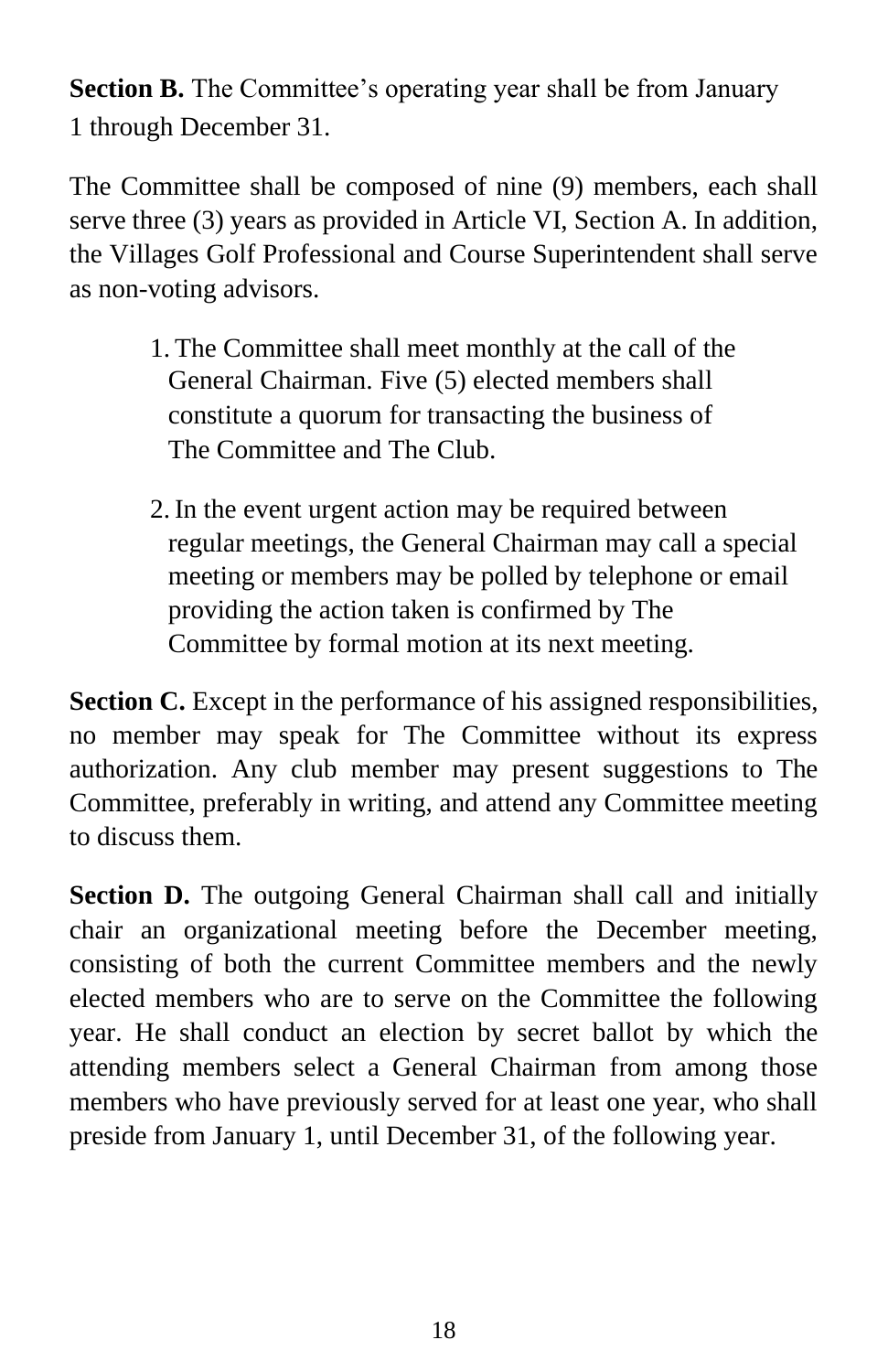**Section B.** The Committee's operating year shall be from January 1 through December 31.

The Committee shall be composed of nine (9) members, each shall serve three (3) years as provided in Article VI, Section A. In addition, the Villages Golf Professional and Course Superintendent shall serve as non-voting advisors.

1. The Committee shall meet monthly at the call of the General Chairman. Five (5) elected members shall constitute a quorum for transacting the business of The Committee and The Club.

2. In the event urgent action may be required between regular meetings, the General Chairman may call a special meeting or members may be polled by telephone or email providing the action taken is confirmed by The Committee by formal motion at its next meeting.

**Section C.** Except in the performance of his assigned responsibilities, no member may speak for The Committee without its express authorization. Any club member may present suggestions to The Committee, preferably in writing, and attend any Committee meeting to discuss them.

**Section D.** The outgoing General Chairman shall call and initially chair an organizational meeting before the December meeting, consisting of both the current Committee members and the newly elected members who are to serve on the Committee the following year. He shall conduct an election by secret ballot by which the attending members select a General Chairman from among those members who have previously served for at least one year, who shall preside from January 1, until December 31, of the following year.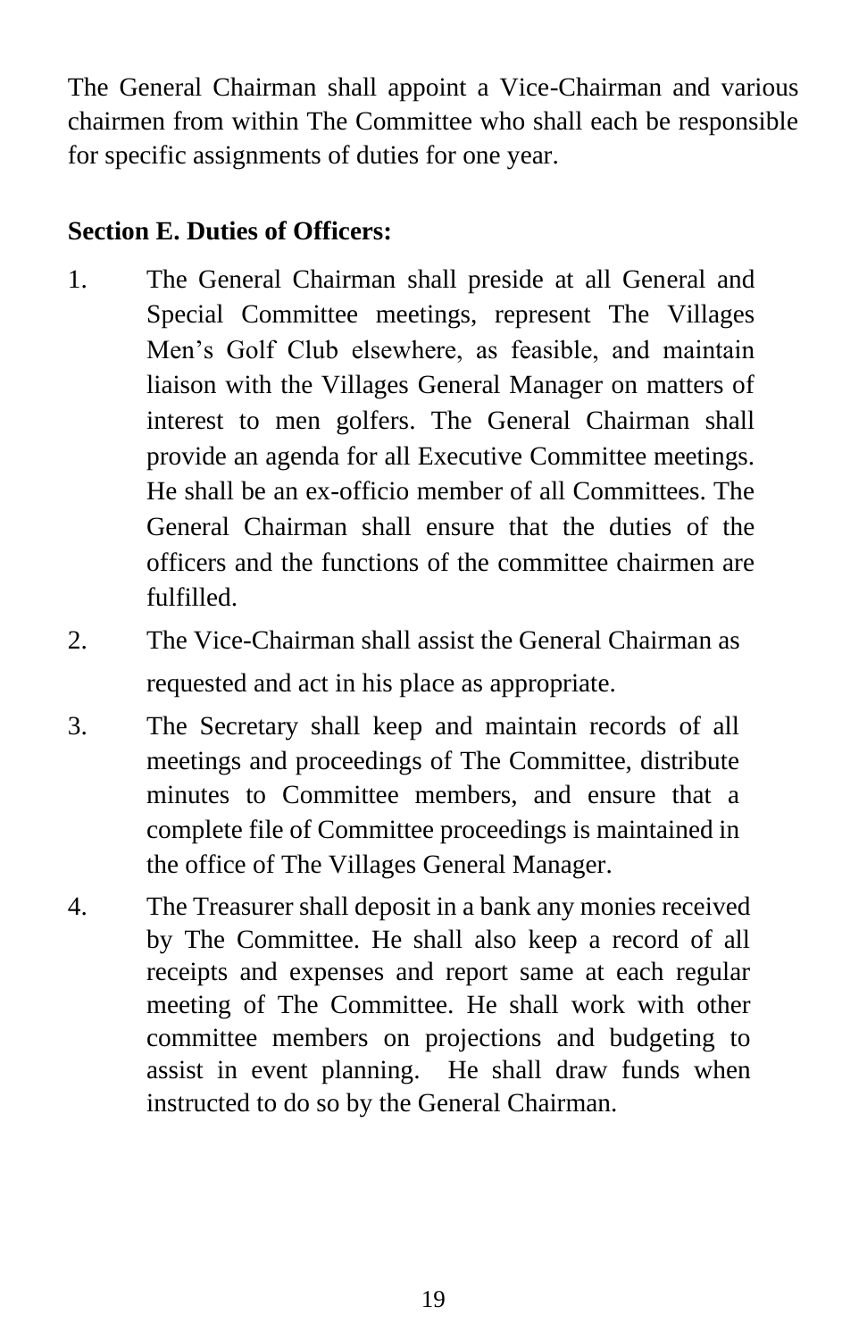The General Chairman shall appoint a Vice-Chairman and various chairmen from within The Committee who shall each be responsible for specific assignments of duties for one year.

**Section E. Duties of Officers:**

1. The General Chairman shall preside at all General and Special Committee meetings, represent The Villages Men's Golf Club elsewhere, as feasible, and maintain liaison with the Villages General Manager on matters of interest to men golfers. The General Chairman shall provide an agenda for all Executive Committee meetings. He shall be an ex-officio member of all Committees. The General Chairman shall ensure that the duties of the officers and the functions of the committee chairmen are fulfilled.
2. The Vice-Chairman shall assist the General Chairman as requested and act in his place as appropriate.
3. The Secretary shall keep and maintain records of all meetings and proceedings of The Committee, distribute minutes to Committee members, and ensure that a complete file of Committee proceedings is maintained in the office of The Villages General Manager.
4. The Treasurer shall deposit in a bank any monies received by The Committee. He shall also keep a record of all receipts and expenses and report same at each regular meeting of The Committee. He shall work with other committee members on projections and budgeting to assist in event planning. He shall draw funds when instructed to do so by the General Chairman.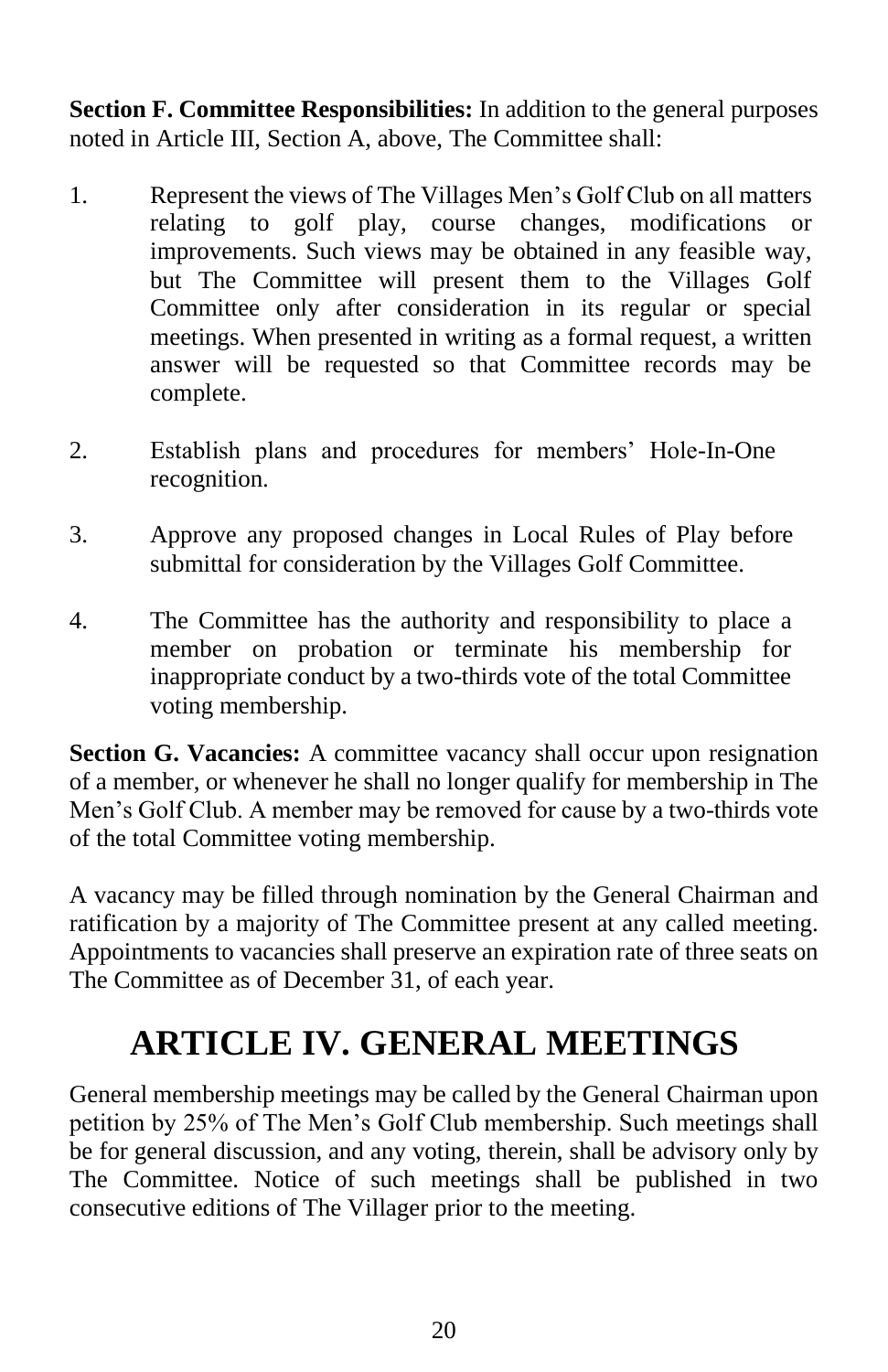**Section F. Committee Responsibilities:** In addition to the general purposes noted in Article III, Section A, above, The Committee shall:

1. Represent the views of The Villages Men's Golf Club on all matters relating to golf play, course changes, modifications or improvements. Such views may be obtained in any feasible way, but The Committee will present them to the Villages Golf Committee only after consideration in its regular or special meetings. When presented in writing as a formal request, a written answer will be requested so that Committee records may be complete.

2. Establish plans and procedures for members' Hole-In-One recognition.

3. Approve any proposed changes in Local Rules of Play before submittal for consideration by the Villages Golf Committee.

4. The Committee has the authority and responsibility to place a member on probation or terminate his membership for inappropriate conduct by a two-thirds vote of the total Committee voting membership.

**Section G. Vacancies:** A committee vacancy shall occur upon resignation of a member, or whenever he shall no longer qualify for membership in The Men's Golf Club. A member may be removed for cause by a two-thirds vote of the total Committee voting membership.

A vacancy may be filled through nomination by the General Chairman and ratification by a majority of The Committee present at any called meeting. Appointments to vacancies shall preserve an expiration rate of three seats on The Committee as of December 31, of each year.

# ARTICLE IV. GENERAL MEETINGS

General membership meetings may be called by the General Chairman upon petition by 25% of The Men's Golf Club membership. Such meetings shall be for general discussion, and any voting, therein, shall be advisory only by The Committee. Notice of such meetings shall be published in two consecutive editions of The Villager prior to the meeting.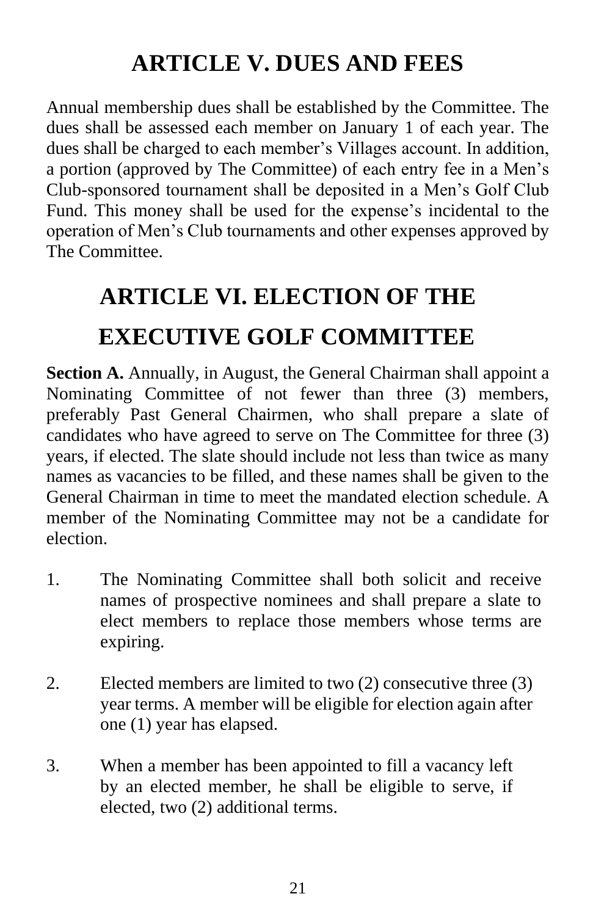# ARTICLE V. DUES AND FEES

Annual membership dues shall be established by the Committee. The dues shall be assessed each member on January 1 of each year. The dues shall be charged to each member's Villages account. In addition, a portion (approved by The Committee) of each entry fee in a Men's Club-sponsored tournament shall be deposited in a Men's Golf Club Fund. This money shall be used for the expense's incidental to the operation of Men's Club tournaments and other expenses approved by The Committee.

# ARTICLE VI. ELECTION OF THE EXECUTIVE GOLF COMMITTEE

**Section A.** Annually, in August, the General Chairman shall appoint a Nominating Committee of not fewer than three (3) members, preferably Past General Chairmen, who shall prepare a slate of candidates who have agreed to serve on The Committee for three (3) years, if elected. The slate should include not less than twice as many names as vacancies to be filled, and these names shall be given to the General Chairman in time to meet the mandated election schedule. A member of the Nominating Committee may not be a candidate for election.

1. The Nominating Committee shall both solicit and receive names of prospective nominees and shall prepare a slate to elect members to replace those members whose terms are expiring.

2. Elected members are limited to two (2) consecutive three (3) year terms. A member will be eligible for election again after one (1) year has elapsed.

3. When a member has been appointed to fill a vacancy left by an elected member, he shall be eligible to serve, if elected, two (2) additional terms.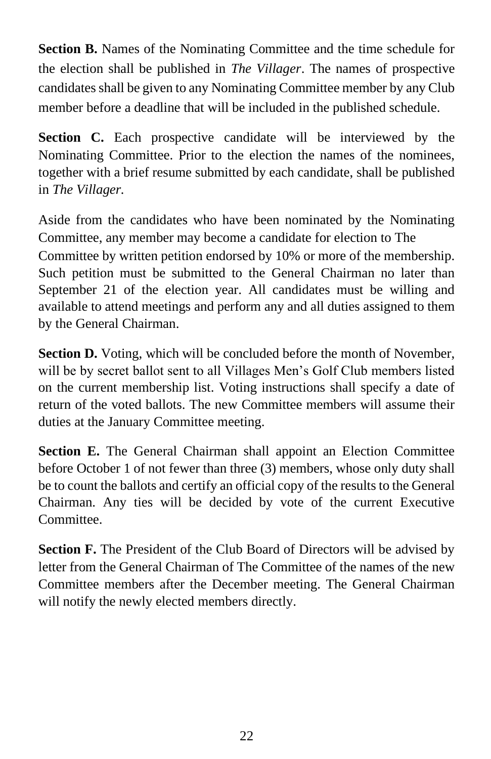**Section B.** Names of the Nominating Committee and the time schedule for the election shall be published in *The Villager*. The names of prospective candidates shall be given to any Nominating Committee member by any Club member before a deadline that will be included in the published schedule.

**Section C.** Each prospective candidate will be interviewed by the Nominating Committee. Prior to the election the names of the nominees, together with a brief resume submitted by each candidate, shall be published in *The Villager.*

Aside from the candidates who have been nominated by the Nominating Committee, any member may become a candidate for election to The Committee by written petition endorsed by 10% or more of the membership. Such petition must be submitted to the General Chairman no later than September 21 of the election year. All candidates must be willing and available to attend meetings and perform any and all duties assigned to them by the General Chairman.

**Section D.** Voting, which will be concluded before the month of November, will be by secret ballot sent to all Villages Men's Golf Club members listed on the current membership list. Voting instructions shall specify a date of return of the voted ballots. The new Committee members will assume their duties at the January Committee meeting.

**Section E.** The General Chairman shall appoint an Election Committee before October 1 of not fewer than three (3) members, whose only duty shall be to count the ballots and certify an official copy of the results to the General Chairman. Any ties will be decided by vote of the current Executive Committee.

**Section F.** The President of the Club Board of Directors will be advised by letter from the General Chairman of The Committee of the names of the new Committee members after the December meeting. The General Chairman will notify the newly elected members directly.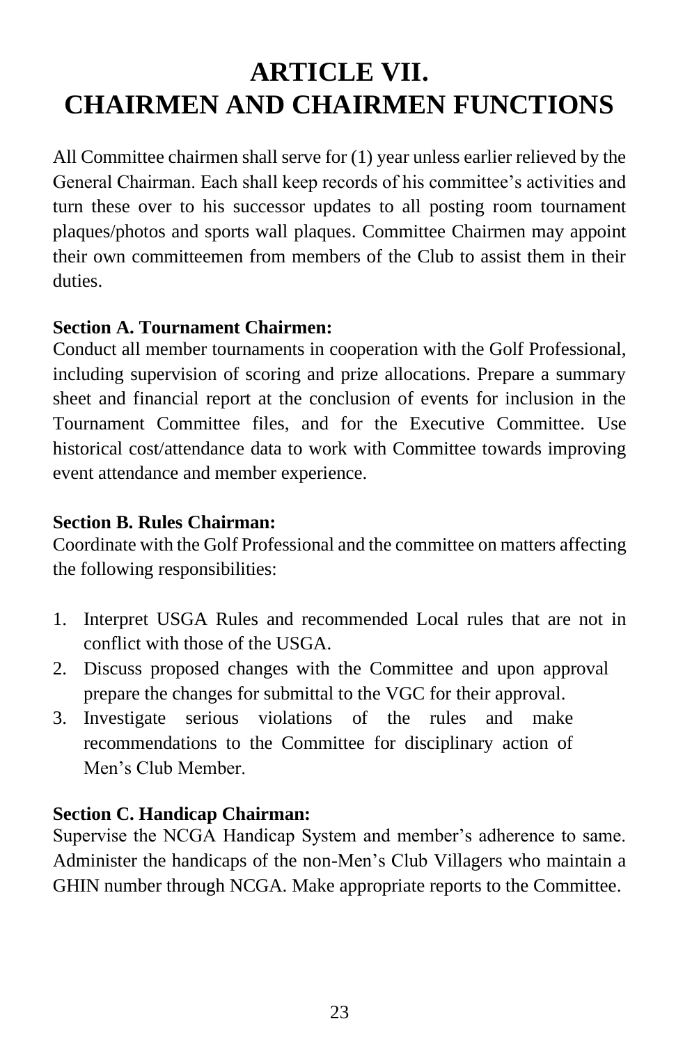# ARTICLE VII.
# CHAIRMEN AND CHAIRMEN FUNCTIONS

All Committee chairmen shall serve for (1) year unless earlier relieved by the General Chairman. Each shall keep records of his committee's activities and turn these over to his successor updates to all posting room tournament plaques/photos and sports wall plaques. Committee Chairmen may appoint their own committeemen from members of the Club to assist them in their duties.

**Section A. Tournament Chairmen:**
Conduct all member tournaments in cooperation with the Golf Professional, including supervision of scoring and prize allocations. Prepare a summary sheet and financial report at the conclusion of events for inclusion in the Tournament Committee files, and for the Executive Committee. Use historical cost/attendance data to work with Committee towards improving event attendance and member experience.

**Section B. Rules Chairman:**
Coordinate with the Golf Professional and the committee on matters affecting the following responsibilities:

1. Interpret USGA Rules and recommended Local rules that are not in conflict with those of the USGA.
2. Discuss proposed changes with the Committee and upon approval prepare the changes for submittal to the VGC for their approval.
3. Investigate serious violations of the rules and make recommendations to the Committee for disciplinary action of Men's Club Member.

**Section C. Handicap Chairman:**
Supervise the NCGA Handicap System and member's adherence to same. Administer the handicaps of the non-Men's Club Villagers who maintain a GHIN number through NCGA. Make appropriate reports to the Committee.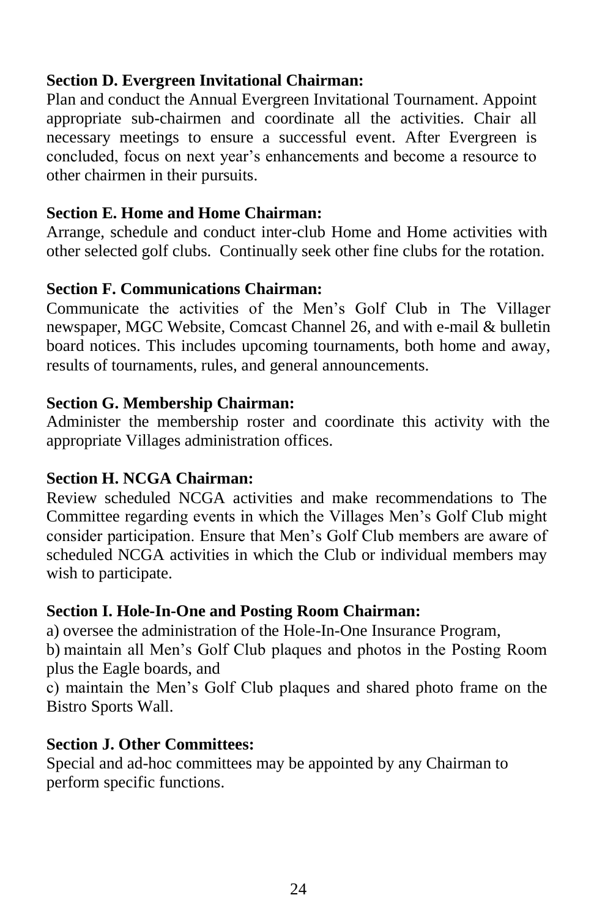**Section D. Evergreen Invitational Chairman:**
Plan and conduct the Annual Evergreen Invitational Tournament. Appoint appropriate sub-chairmen and coordinate all the activities. Chair all necessary meetings to ensure a successful event. After Evergreen is concluded, focus on next year's enhancements and become a resource to other chairmen in their pursuits.

**Section E. Home and Home Chairman:**
Arrange, schedule and conduct inter-club Home and Home activities with other selected golf clubs. Continually seek other fine clubs for the rotation.

**Section F. Communications Chairman:**
Communicate the activities of the Men's Golf Club in The Villager newspaper, MGC Website, Comcast Channel 26, and with e-mail & bulletin board notices. This includes upcoming tournaments, both home and away, results of tournaments, rules, and general announcements.

**Section G. Membership Chairman:**
Administer the membership roster and coordinate this activity with the appropriate Villages administration offices.

**Section H. NCGA Chairman:**
Review scheduled NCGA activities and make recommendations to The Committee regarding events in which the Villages Men's Golf Club might consider participation. Ensure that Men's Golf Club members are aware of scheduled NCGA activities in which the Club or individual members may wish to participate.

**Section I. Hole-In-One and Posting Room Chairman:**
a) oversee the administration of the Hole-In-One Insurance Program,
b) maintain all Men's Golf Club plaques and photos in the Posting Room plus the Eagle boards, and
c) maintain the Men's Golf Club plaques and shared photo frame on the Bistro Sports Wall.

**Section J. Other Committees:**
Special and ad-hoc committees may be appointed by any Chairman to perform specific functions.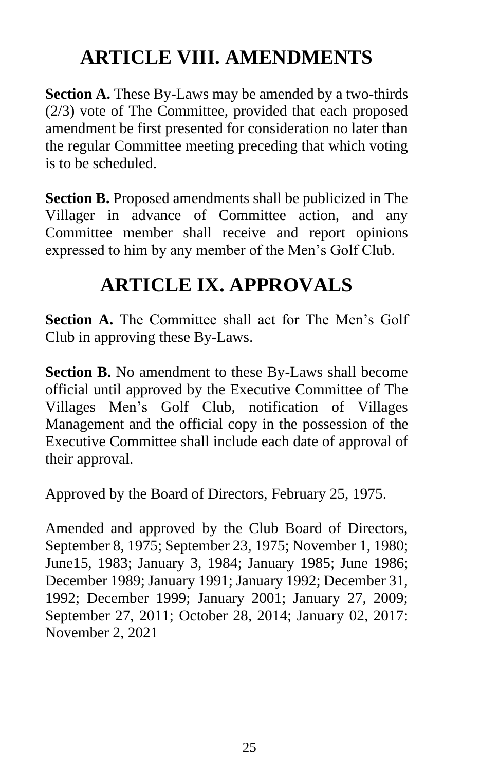# ARTICLE VIII. AMENDMENTS

**Section A.** These By-Laws may be amended by a two-thirds (2/3) vote of The Committee, provided that each proposed amendment be first presented for consideration no later than the regular Committee meeting preceding that which voting is to be scheduled.

**Section B.** Proposed amendments shall be publicized in The Villager in advance of Committee action, and any Committee member shall receive and report opinions expressed to him by any member of the Men's Golf Club.

# ARTICLE IX. APPROVALS

**Section A.** The Committee shall act for The Men's Golf Club in approving these By-Laws.

**Section B.** No amendment to these By-Laws shall become official until approved by the Executive Committee of The Villages Men's Golf Club, notification of Villages Management and the official copy in the possession of the Executive Committee shall include each date of approval of their approval.

Approved by the Board of Directors, February 25, 1975.

Amended and approved by the Club Board of Directors, September 8, 1975; September 23, 1975; November 1, 1980; June15, 1983; January 3, 1984; January 1985; June 1986; December 1989; January 1991; January 1992; December 31, 1992; December 1999; January 2001; January 27, 2009; September 27, 2011; October 28, 2014; January 02, 2017: November 2, 2021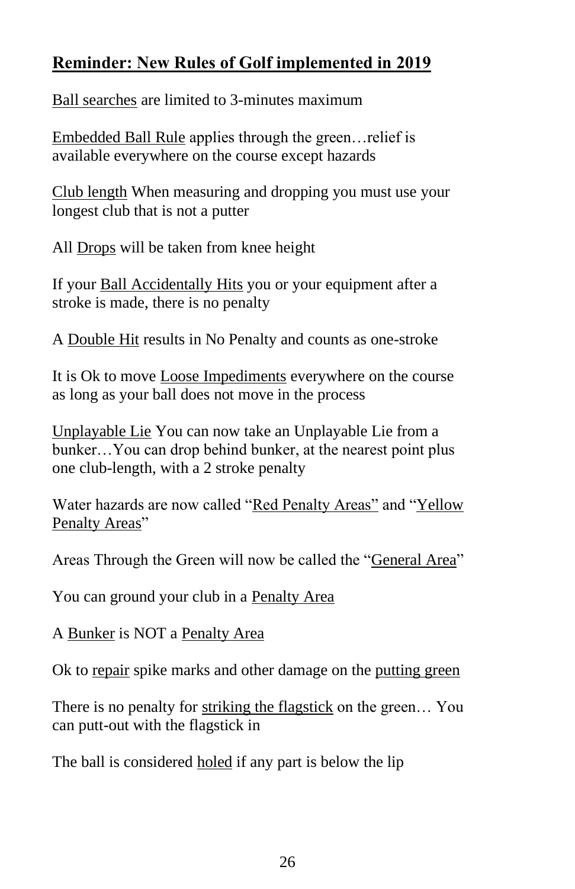## **Reminder: New Rules of Golf implemented in 2019**

Ball searches are limited to 3-minutes maximum

Embedded Ball Rule applies through the green…relief is available everywhere on the course except hazards

Club length When measuring and dropping you must use your longest club that is not a putter

All Drops will be taken from knee height

If your Ball Accidentally Hits you or your equipment after a stroke is made, there is no penalty

A Double Hit results in No Penalty and counts as one-stroke

It is Ok to move Loose Impediments everywhere on the course as long as your ball does not move in the process

Unplayable Lie You can now take an Unplayable Lie from a bunker…You can drop behind bunker, at the nearest point plus one club-length, with a 2 stroke penalty

Water hazards are now called "Red Penalty Areas" and "Yellow Penalty Areas"

Areas Through the Green will now be called the "General Area"

You can ground your club in a Penalty Area

A Bunker is NOT a Penalty Area

Ok to repair spike marks and other damage on the putting green

There is no penalty for striking the flagstick on the green… You can putt-out with the flagstick in

The ball is considered holed if any part is below the lip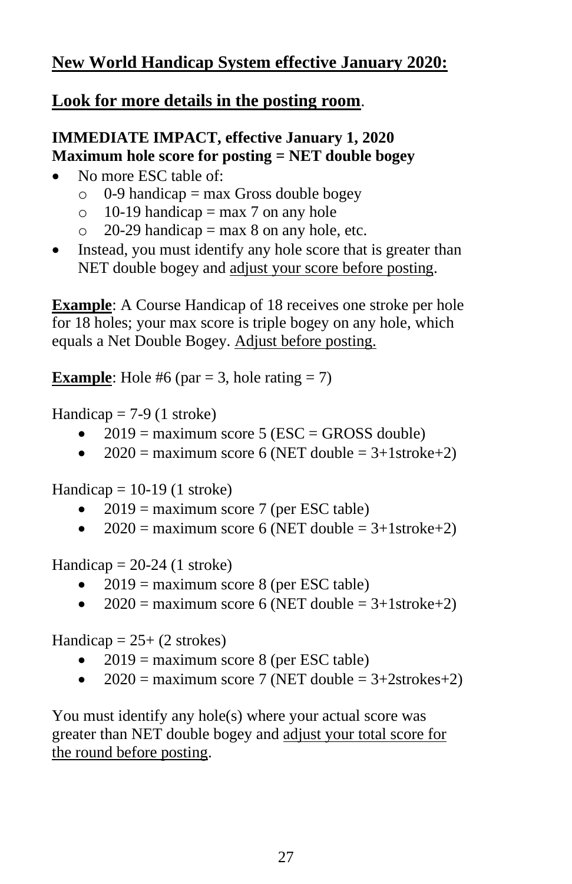## New World Handicap System effective January 2020:

## Look for more details in the posting room.

**IMMEDIATE IMPACT, effective January 1, 2020**
**Maximum hole score for posting = NET double bogey**

- No more ESC table of:
    - 0-9 handicap = max Gross double bogey
    - 10-19 handicap = max 7 on any hole
    - 20-29 handicap = max 8 on any hole, etc.
- Instead, you must identify any hole score that is greater than NET double bogey and adjust your score before posting.

**Example**: A Course Handicap of 18 receives one stroke per hole for 18 holes; your max score is triple bogey on any hole, which equals a Net Double Bogey. Adjust before posting.

**Example**: Hole #6 (par = 3, hole rating = 7)

Handicap = 7-9 (1 stroke)

- 2019 = maximum score 5 (ESC = GROSS double)
- 2020 = maximum score 6 (NET double = 3+1stroke+2)

Handicap = 10-19 (1 stroke)

- 2019 = maximum score 7 (per ESC table)
- 2020 = maximum score 6 (NET double = 3+1stroke+2)

Handicap = 20-24 (1 stroke)

- 2019 = maximum score 8 (per ESC table)
- 2020 = maximum score 6 (NET double = 3+1stroke+2)

Handicap = 25+ (2 strokes)

- 2019 = maximum score 8 (per ESC table)
- 2020 = maximum score 7 (NET double = 3+2strokes+2)

You must identify any hole(s) where your actual score was greater than NET double bogey and adjust your total score for the round before posting.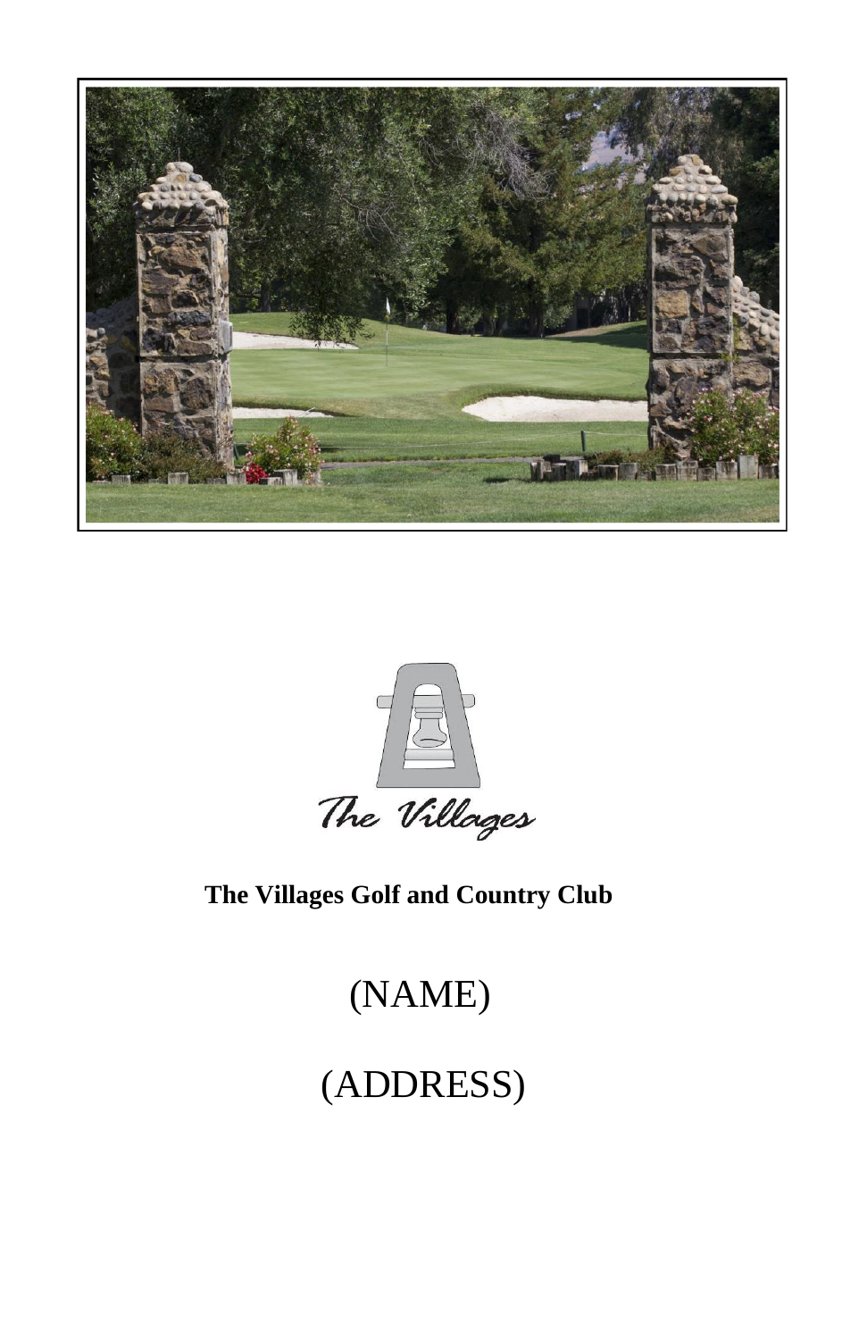The Villages

**The Villages Golf and Country Club**

(NAME)

(ADDRESS)